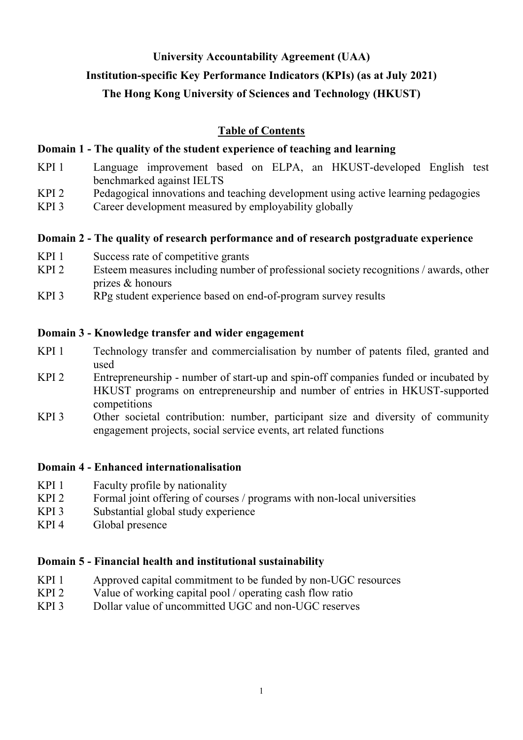# University Accountability Agreement (UAA)

# Institution-specific Key Performance Indicators (KPIs) (as at July 2021)

# The Hong Kong University of Sciences and Technology (HKUST)

## Table of Contents

### Domain 1 - The quality of the student experience of teaching and learning

- KPI 1 Language improvement based on ELPA, an HKUST-developed English test benchmarked against IELTS
- KPI 2 Pedagogical innovations and teaching development using active learning pedagogies
- KPI 3 Career development measured by employability globally

### Domain 2 - The quality of research performance and of research postgraduate experience

- KPI 1 Success rate of competitive grants
- KPI 2 Esteem measures including number of professional society recognitions / awards, other prizes & honours
- KPI 3 RPg student experience based on end-of-program survey results

### Domain 3 - Knowledge transfer and wider engagement

- KPI 1 Technology transfer and commercialisation by number of patents filed, granted and used
- KPI 2 Entrepreneurship - number of start-up and spin-off companies funded or incubated by HKUST programs on entrepreneurship and number of entries in HKUST-supported competitions
- KPI 3 Other societal contribution: number, participant size and diversity of community engagement projects, social service events, art related functions

### Domain 4 - Enhanced internationalisation

- KPI 1 Faculty profile by nationality
- KPI 2 Formal joint offering of courses / programs with non-local universities
- KPI 3 Substantial global study experience
- KPI 4 Global presence

### Domain 5 - Financial health and institutional sustainability

- KPI 1 Approved capital commitment to be funded by non-UGC resources
- KPI 2 Value of working capital pool / operating cash flow ratio
- KPI 3 Dollar value of uncommitted UGC and non-UGC reserves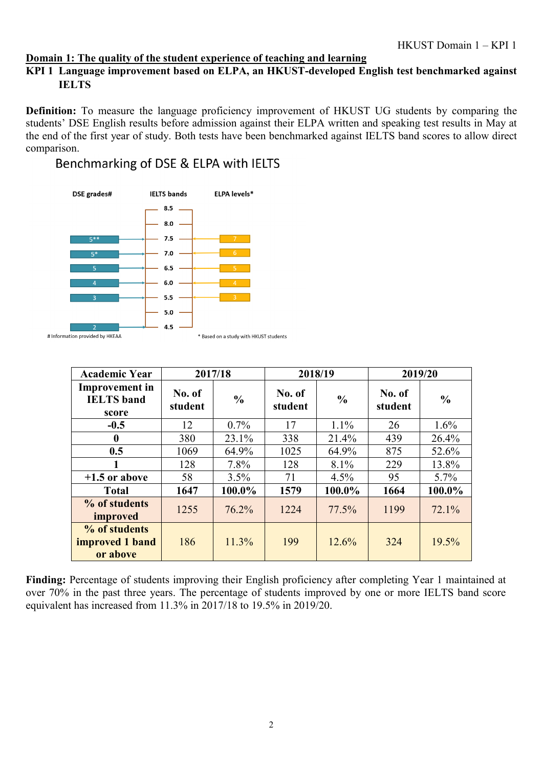**Domain 1: The quality of the student experience of teaching and learning**

**KPI 1 Language improvement based on ELPA, an HKUST-developed English test benchmarked against IELTS**

**Definition:** To measure the language proficiency improvement of HKUST UG students by comparing the students' DSE English results before admission against their ELPA written and speaking test results in May at the end of the first year of study. Both tests have been benchmarked against IELTS band scores to allow direct comparison.

Benchmarking of DSE & ELPA with IELTS

| DSE grades# | IELTS bands | ELPA levels* |
|---|---|---|
| | 8.5 | |
| | 8.0 | |
| 5** | 7.5 | 7 |
| 5* | 7.0 | 6 |
| 5 | 6.5 | 5 |
| 4 | 6.0 | 4 |
| 3 | 5.5 | 3 |
| | 5.0 | |
| 2 | 4.5 | |

# Information provided by HKEAA

* Based on a study with HKUST students

| Academic Year | 2017/18 | | 2018/19 | | 2019/20 | |
|---|---|---|---|---|---|---|
| **Improvement in IELTS band score** | **No. of student** | **%** | **No. of student** | **%** | **No. of student** | **%** |
| **-0.5** | 12 | 0.7% | 17 | 1.1% | 26 | 1.6% |
| **0** | 380 | 23.1% | 338 | 21.4% | 439 | 26.4% |
| **0.5** | 1069 | 64.9% | 1025 | 64.9% | 875 | 52.6% |
| **1** | 128 | 7.8% | 128 | 8.1% | 229 | 13.8% |
| **+1.5 or above** | 58 | 3.5% | 71 | 4.5% | 95 | 5.7% |
| **Total** | **1647** | **100.0%** | **1579** | **100.0%** | **1664** | **100.0%** |
| **% of students improved** | 1255 | 76.2% | 1224 | 77.5% | 1199 | 72.1% |
| **% of students improved 1 band or above** | 186 | 11.3% | 199 | 12.6% | 324 | 19.5% |

**Finding:** Percentage of students improving their English proficiency after completing Year 1 maintained at over 70% in the past three years. The percentage of students improved by one or more IELTS band score equivalent has increased from 11.3% in 2017/18 to 19.5% in 2019/20.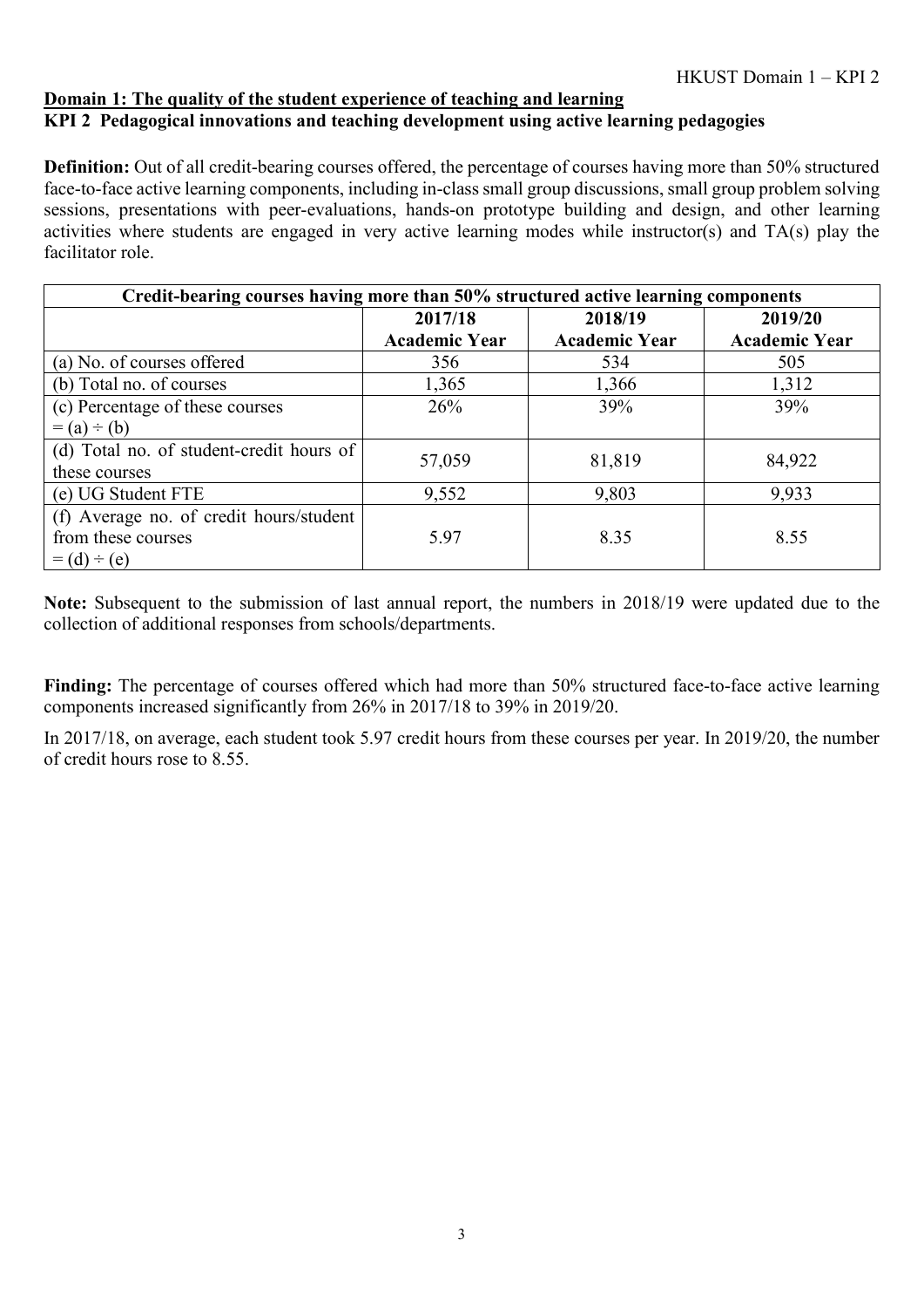**Domain 1: The quality of the student experience of teaching and learning**

**KPI 2 Pedagogical innovations and teaching development using active learning pedagogies**

**Definition:** Out of all credit-bearing courses offered, the percentage of courses having more than 50% structured face-to-face active learning components, including in-class small group discussions, small group problem solving sessions, presentations with peer-evaluations, hands-on prototype building and design, and other learning activities where students are engaged in very active learning modes while instructor(s) and TA(s) play the facilitator role.

| Credit-bearing courses having more than 50% structured active learning components | | | |
|---|---|---|---|
| | **2017/18 Academic Year** | **2018/19 Academic Year** | **2019/20 Academic Year** |
| (a) No. of courses offered | 356 | 534 | 505 |
| (b) Total no. of courses | 1,365 | 1,366 | 1,312 |
| (c) Percentage of these courses = (a) ÷ (b) | 26% | 39% | 39% |
| (d) Total no. of student-credit hours of these courses | 57,059 | 81,819 | 84,922 |
| (e) UG Student FTE | 9,552 | 9,803 | 9,933 |
| (f) Average no. of credit hours/student from these courses = (d) ÷ (e) | 5.97 | 8.35 | 8.55 |

**Note:** Subsequent to the submission of last annual report, the numbers in 2018/19 were updated due to the collection of additional responses from schools/departments.

**Finding:** The percentage of courses offered which had more than 50% structured face-to-face active learning components increased significantly from 26% in 2017/18 to 39% in 2019/20.

In 2017/18, on average, each student took 5.97 credit hours from these courses per year. In 2019/20, the number of credit hours rose to 8.55.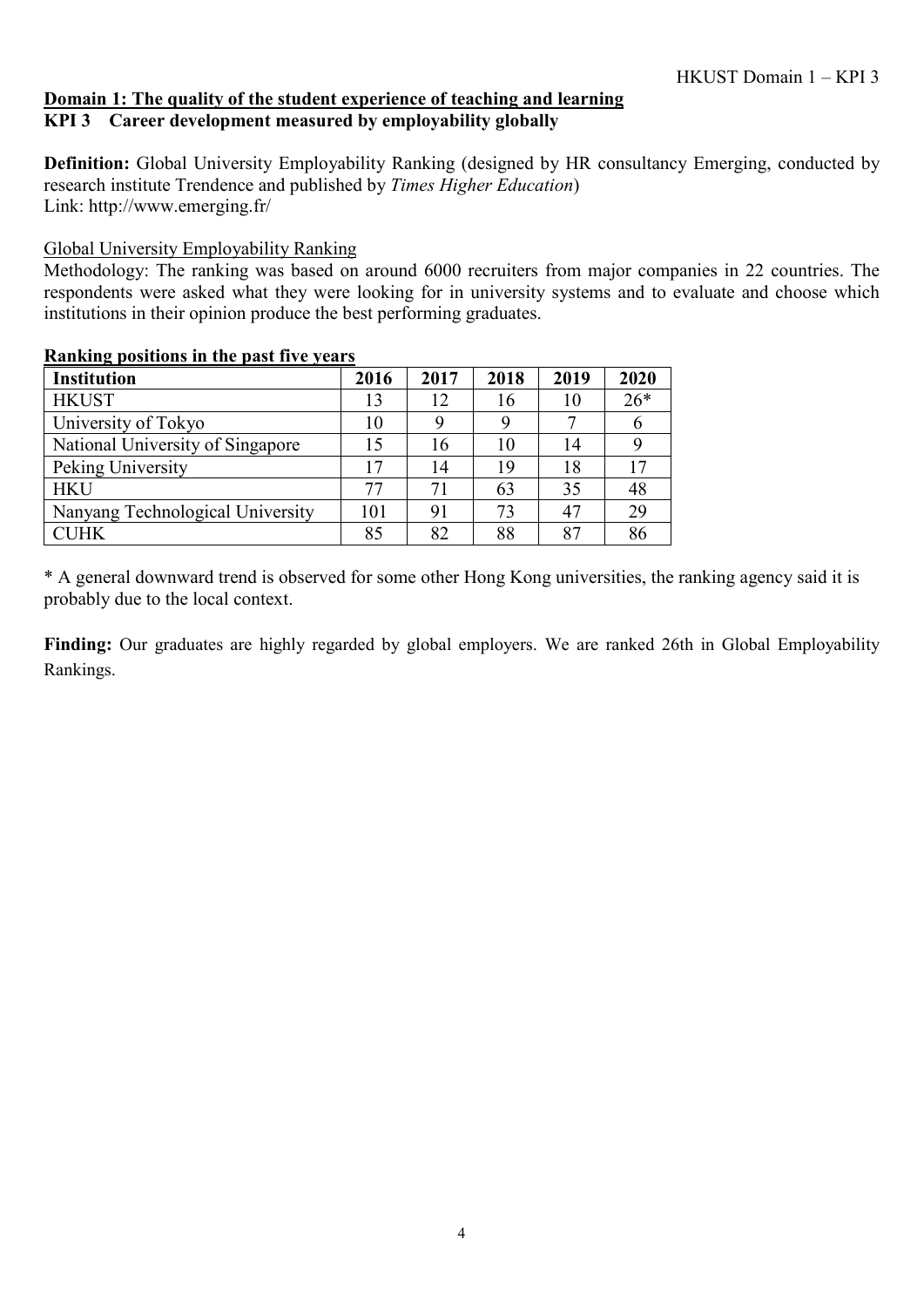## Domain 1: The quality of the student experience of teaching and learning

### KPI 3 Career development measured by employability globally

**Definition:** Global University Employability Ranking (designed by HR consultancy Emerging, conducted by research institute Trendence and published by *Times Higher Education*)
Link: http://www.emerging.fr/

Global University Employability Ranking
Methodology: The ranking was based on around 6000 recruiters from major companies in 22 countries. The respondents were asked what they were looking for in university systems and to evaluate and choose which institutions in their opinion produce the best performing graduates.

**Ranking positions in the past five years**

| Institution | 2016 | 2017 | 2018 | 2019 | 2020 |
|---|---|---|---|---|---|
| HKUST | 13 | 12 | 16 | 10 | 26* |
| University of Tokyo | 10 | 9 | 9 | 7 | 6 |
| National University of Singapore | 15 | 16 | 10 | 14 | 9 |
| Peking University | 17 | 14 | 19 | 18 | 17 |
| HKU | 77 | 71 | 63 | 35 | 48 |
| Nanyang Technological University | 101 | 91 | 73 | 47 | 29 |
| CUHK | 85 | 82 | 88 | 87 | 86 |

* A general downward trend is observed for some other Hong Kong universities, the ranking agency said it is probably due to the local context.

**Finding:** Our graduates are highly regarded by global employers. We are ranked 26th in Global Employability Rankings.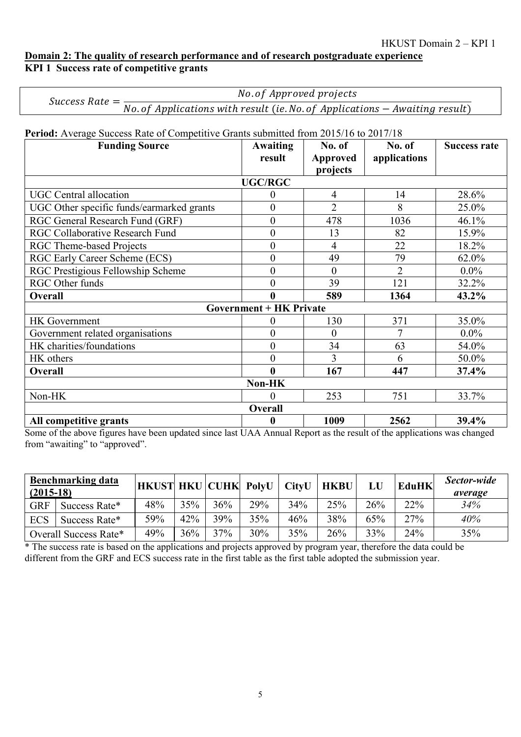## Domain 2: The quality of research performance and of research postgraduate experience

### KPI 1 Success rate of competitive grants

$$Success\ Rate = \frac{No. of\ Approved\ projects}{No. of\ Applications\ with\ result\ (ie. No. of\ Applications - Awaiting\ result)}$$

**Period:** Average Success Rate of Competitive Grants submitted from 2015/16 to 2017/18

| Funding Source | Awaiting result | No. of Approved projects | No. of applications | Success rate |
|---|---|---|---|---|
| **UGC/RGC** | | | | |
| UGC Central allocation | 0 | 4 | 14 | 28.6% |
| UGC Other specific funds/earmarked grants | 0 | 2 | 8 | 25.0% |
| RGC General Research Fund (GRF) | 0 | 478 | 1036 | 46.1% |
| RGC Collaborative Research Fund | 0 | 13 | 82 | 15.9% |
| RGC Theme-based Projects | 0 | 4 | 22 | 18.2% |
| RGC Early Career Scheme (ECS) | 0 | 49 | 79 | 62.0% |
| RGC Prestigious Fellowship Scheme | 0 | 0 | 2 | 0.0% |
| RGC Other funds | 0 | 39 | 121 | 32.2% |
| **Overall** | **0** | **589** | **1364** | **43.2%** |
| **Government + HK Private** | | | | |
| HK Government | 0 | 130 | 371 | 35.0% |
| Government related organisations | 0 | 0 | 7 | 0.0% |
| HK charities/foundations | 0 | 34 | 63 | 54.0% |
| HK others | 0 | 3 | 6 | 50.0% |
| **Overall** | **0** | **167** | **447** | **37.4%** |
| **Non-HK** | | | | |
| Non-HK | 0 | 253 | 751 | 33.7% |
| **Overall** | | | | |
| **All competitive grants** | **0** | **1009** | **2562** | **39.4%** |

Some of the above figures have been updated since last UAA Annual Report as the result of the applications was changed from "awaiting" to "approved".

| **Benchmarking data (2015-18)** | | **HKUST** | **HKU** | **CUHK** | **PolyU** | **CityU** | **HKBU** | **LU** | **EduHK** | ***Sector-wide average*** |
|---|---|---|---|---|---|---|---|---|---|---|
| GRF | Success Rate* | 48% | 35% | 36% | 29% | 34% | 25% | 26% | 22% | *34%* |
| ECS | Success Rate* | 59% | 42% | 39% | 35% | 46% | 38% | 65% | 27% | *40%* |
| Overall Success Rate* | | 49% | 36% | 37% | 30% | 35% | 26% | 33% | 24% | 35% |

\* The success rate is based on the applications and projects approved by program year, therefore the data could be different from the GRF and ECS success rate in the first table as the first table adopted the submission year.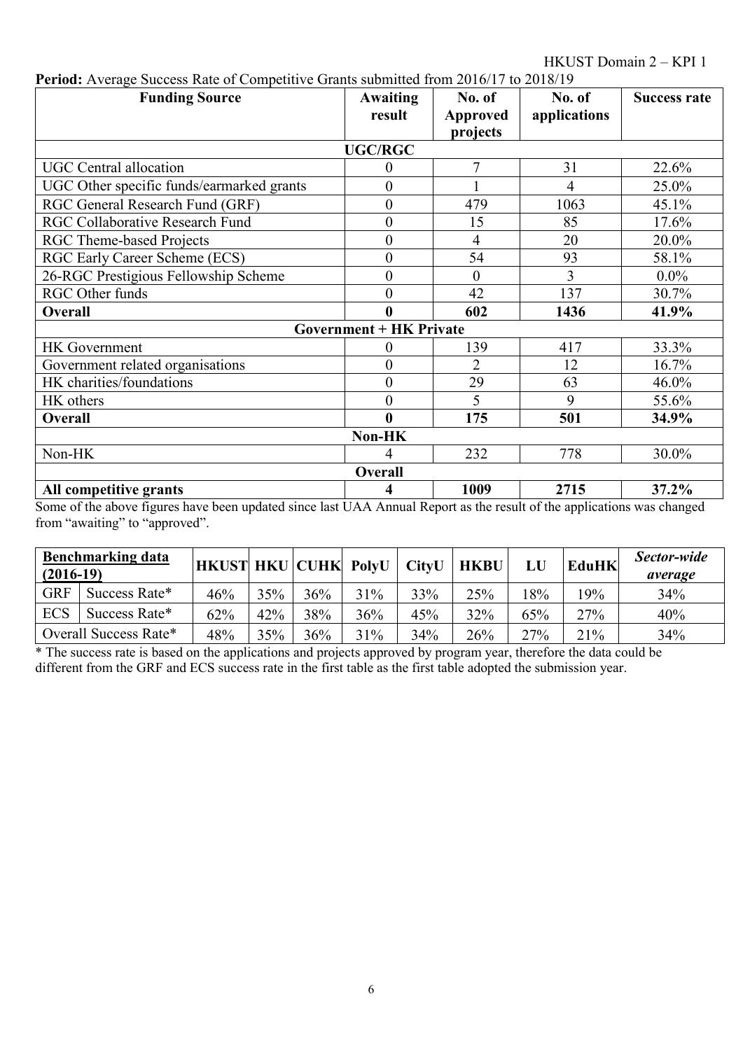**Period:** Average Success Rate of Competitive Grants submitted from 2016/17 to 2018/19

| Funding Source | Awaiting result | No. of Approved projects | No. of applications | Success rate |
|---|---|---|---|---|
| **UGC/RGC** | | | | |
| UGC Central allocation | 0 | 7 | 31 | 22.6% |
| UGC Other specific funds/earmarked grants | 0 | 1 | 4 | 25.0% |
| RGC General Research Fund (GRF) | 0 | 479 | 1063 | 45.1% |
| RGC Collaborative Research Fund | 0 | 15 | 85 | 17.6% |
| RGC Theme-based Projects | 0 | 4 | 20 | 20.0% |
| RGC Early Career Scheme (ECS) | 0 | 54 | 93 | 58.1% |
| 26-RGC Prestigious Fellowship Scheme | 0 | 0 | 3 | 0.0% |
| RGC Other funds | 0 | 42 | 137 | 30.7% |
| **Overall** | **0** | **602** | **1436** | **41.9%** |
| **Government + HK Private** | | | | |
| HK Government | 0 | 139 | 417 | 33.3% |
| Government related organisations | 0 | 2 | 12 | 16.7% |
| HK charities/foundations | 0 | 29 | 63 | 46.0% |
| HK others | 0 | 5 | 9 | 55.6% |
| **Overall** | **0** | **175** | **501** | **34.9%** |
| **Non-HK** | | | | |
| Non-HK | 4 | 232 | 778 | 30.0% |
| **Overall** | | | | |
| **All competitive grants** | **4** | **1009** | **2715** | **37.2%** |

Some of the above figures have been updated since last UAA Annual Report as the result of the applications was changed from "awaiting" to "approved".

| **Benchmarking data (2016-19)** | | HKUST | HKU | CUHK | PolyU | CityU | HKBU | LU | EduHK | ***Sector-wide average*** |
|---|---|---|---|---|---|---|---|---|---|---|
| GRF | Success Rate* | 46% | 35% | 36% | 31% | 33% | 25% | 18% | 19% | 34% |
| ECS | Success Rate* | 62% | 42% | 38% | 36% | 45% | 32% | 65% | 27% | 40% |
| Overall Success Rate* | | 48% | 35% | 36% | 31% | 34% | 26% | 27% | 21% | 34% |

* The success rate is based on the applications and projects approved by program year, therefore the data could be different from the GRF and ECS success rate in the first table as the first table adopted the submission year.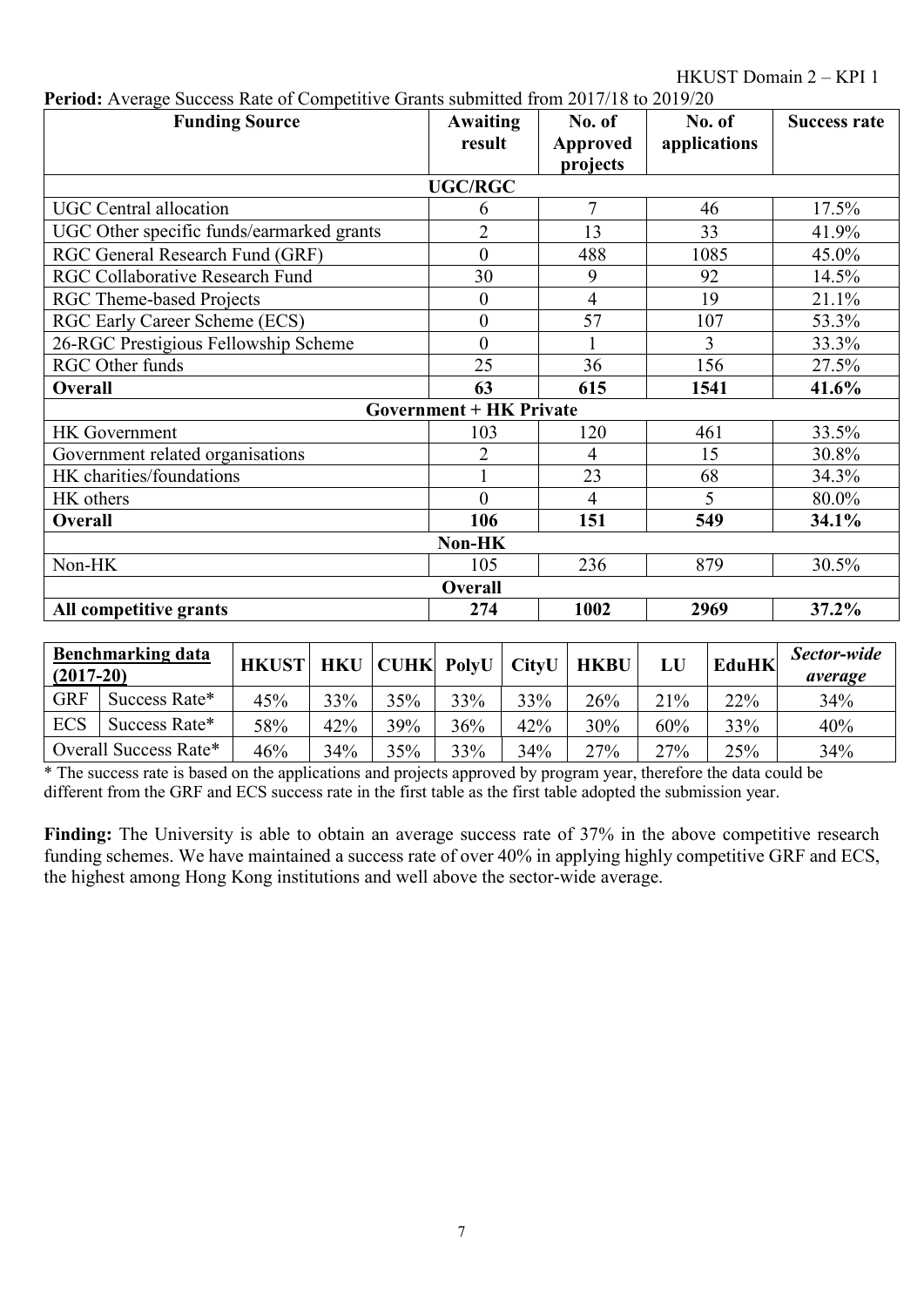HKUST Domain 2 – KPI 1

**Period:** Average Success Rate of Competitive Grants submitted from 2017/18 to 2019/20

| Funding Source | Awaiting result | No. of Approved projects | No. of applications | Success rate |
|---|---|---|---|---|
| **UGC/RGC** | | | | |
| UGC Central allocation | 6 | 7 | 46 | 17.5% |
| UGC Other specific funds/earmarked grants | 2 | 13 | 33 | 41.9% |
| RGC General Research Fund (GRF) | 0 | 488 | 1085 | 45.0% |
| RGC Collaborative Research Fund | 30 | 9 | 92 | 14.5% |
| RGC Theme-based Projects | 0 | 4 | 19 | 21.1% |
| RGC Early Career Scheme (ECS) | 0 | 57 | 107 | 53.3% |
| 26-RGC Prestigious Fellowship Scheme | 0 | 1 | 3 | 33.3% |
| RGC Other funds | 25 | 36 | 156 | 27.5% |
| **Overall** | **63** | **615** | **1541** | **41.6%** |
| **Government + HK Private** | | | | |
| HK Government | 103 | 120 | 461 | 33.5% |
| Government related organisations | 2 | 4 | 15 | 30.8% |
| HK charities/foundations | 1 | 23 | 68 | 34.3% |
| HK others | 0 | 4 | 5 | 80.0% |
| **Overall** | **106** | **151** | **549** | **34.1%** |
| **Non-HK** | | | | |
| Non-HK | 105 | 236 | 879 | 30.5% |
| **Overall** | | | | |
| **All competitive grants** | **274** | **1002** | **2969** | **37.2%** |

| **Benchmarking data (2017-20)** | | HKUST | HKU | CUHK | PolyU | CityU | HKBU | LU | EduHK | *Sector-wide average* |
|---|---|---|---|---|---|---|---|---|---|---|
| GRF | Success Rate* | 45% | 33% | 35% | 33% | 33% | 26% | 21% | 22% | 34% |
| ECS | Success Rate* | 58% | 42% | 39% | 36% | 42% | 30% | 60% | 33% | 40% |
| Overall Success Rate* | | 46% | 34% | 35% | 33% | 34% | 27% | 27% | 25% | 34% |

* The success rate is based on the applications and projects approved by program year, therefore the data could be different from the GRF and ECS success rate in the first table as the first table adopted the submission year.

**Finding:** The University is able to obtain an average success rate of 37% in the above competitive research funding schemes. We have maintained a success rate of over 40% in applying highly competitive GRF and ECS, the highest among Hong Kong institutions and well above the sector-wide average.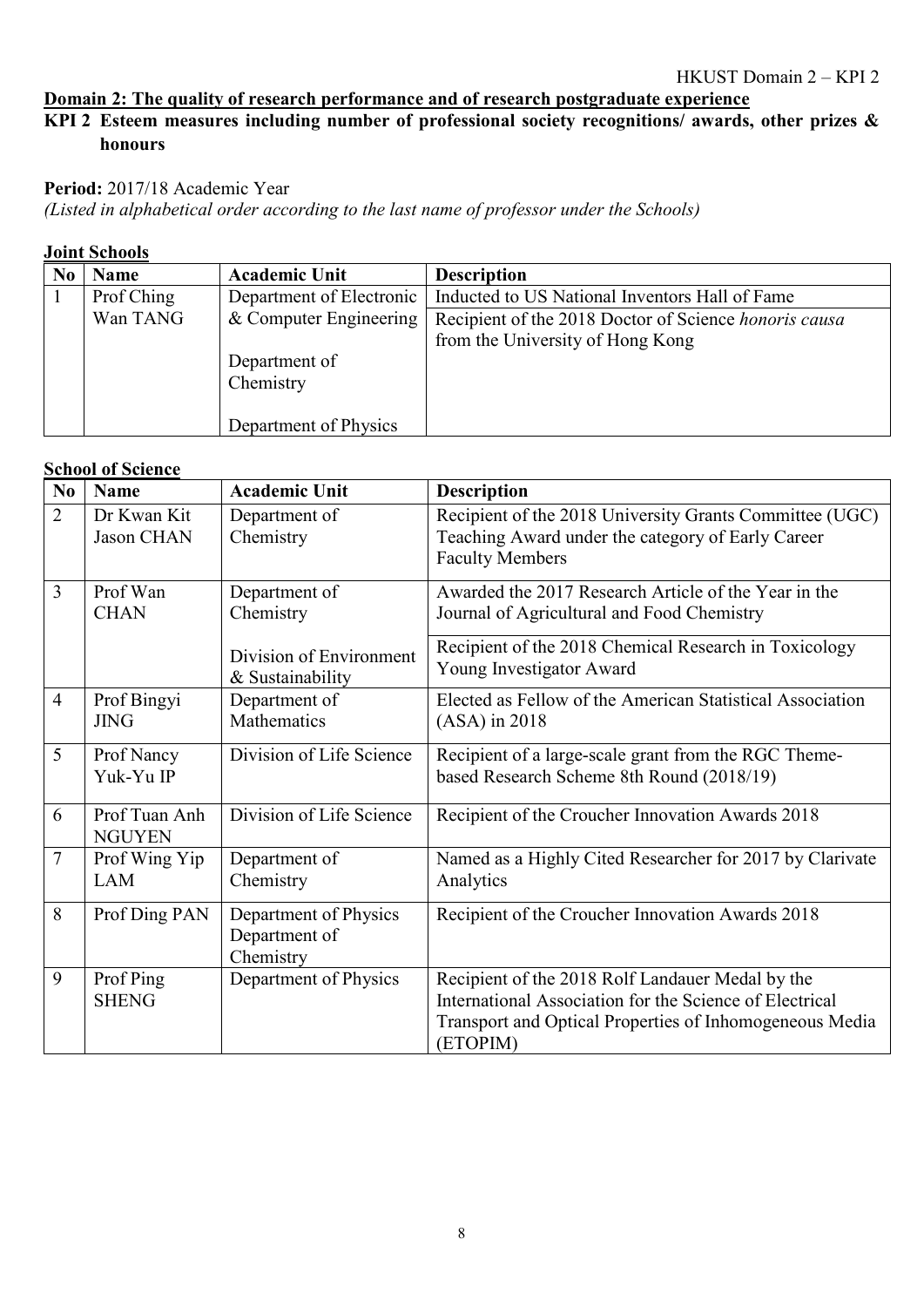**Domain 2: The quality of research performance and of research postgraduate experience**

**KPI 2 Esteem measures including number of professional society recognitions/ awards, other prizes & honours**

**Period:** 2017/18 Academic Year

*(Listed in alphabetical order according to the last name of professor under the Schools)*

**Joint Schools**

| No | Name | Academic Unit | Description |
|---|---|---|---|
| 1 | Prof Ching Wan TANG | Department of Electronic & Computer Engineering<br><br>Department of Chemistry<br><br>Department of Physics | Inducted to US National Inventors Hall of Fame |
| | | | Recipient of the 2018 Doctor of Science *honoris causa* from the University of Hong Kong |

**School of Science**

| No | Name | Academic Unit | Description |
|---|---|---|---|
| 2 | Dr Kwan Kit Jason CHAN | Department of Chemistry | Recipient of the 2018 University Grants Committee (UGC) Teaching Award under the category of Early Career Faculty Members |
| 3 | Prof Wan CHAN | Department of Chemistry | Awarded the 2017 Research Article of the Year in the Journal of Agricultural and Food Chemistry |
| | | Division of Environment & Sustainability | Recipient of the 2018 Chemical Research in Toxicology Young Investigator Award |
| 4 | Prof Bingyi JING | Department of Mathematics | Elected as Fellow of the American Statistical Association (ASA) in 2018 |
| 5 | Prof Nancy Yuk-Yu IP | Division of Life Science | Recipient of a large-scale grant from the RGC Theme-based Research Scheme 8th Round (2018/19) |
| 6 | Prof Tuan Anh NGUYEN | Division of Life Science | Recipient of the Croucher Innovation Awards 2018 |
| 7 | Prof Wing Yip LAM | Department of Chemistry | Named as a Highly Cited Researcher for 2017 by Clarivate Analytics |
| 8 | Prof Ding PAN | Department of Physics<br>Department of Chemistry | Recipient of the Croucher Innovation Awards 2018 |
| 9 | Prof Ping SHENG | Department of Physics | Recipient of the 2018 Rolf Landauer Medal by the International Association for the Science of Electrical Transport and Optical Properties of Inhomogeneous Media (ETOPIM) |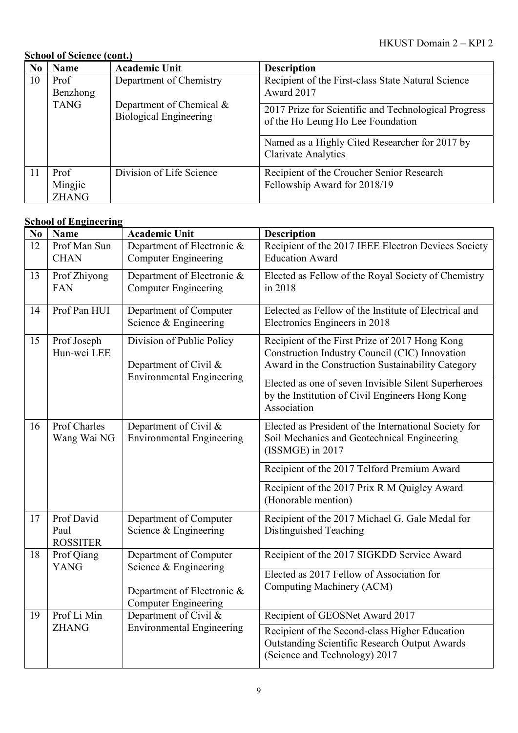**School of Science (cont.)**

| No | Name | Academic Unit | Description |
|---|---|---|---|
| 10 | Prof Benzhong TANG | Department of Chemistry<br><br>Department of Chemical & Biological Engineering | Recipient of the First-class State Natural Science Award 2017 |
| | | | 2017 Prize for Scientific and Technological Progress of the Ho Leung Ho Lee Foundation |
| | | | Named as a Highly Cited Researcher for 2017 by Clarivate Analytics |
| 11 | Prof Mingjie ZHANG | Division of Life Science | Recipient of the Croucher Senior Research Fellowship Award for 2018/19 |

**School of Engineering**

| No | Name | Academic Unit | Description |
|---|---|---|---|
| 12 | Prof Man Sun CHAN | Department of Electronic & Computer Engineering | Recipient of the 2017 IEEE Electron Devices Society Education Award |
| 13 | Prof Zhiyong FAN | Department of Electronic & Computer Engineering | Elected as Fellow of the Royal Society of Chemistry in 2018 |
| 14 | Prof Pan HUI | Department of Computer Science & Engineering | Eelected as Fellow of the Institute of Electrical and Electronics Engineers in 2018 |
| 15 | Prof Joseph Hun-wei LEE | Division of Public Policy<br><br>Department of Civil & Environmental Engineering | Recipient of the First Prize of 2017 Hong Kong Construction Industry Council (CIC) Innovation Award in the Construction Sustainability Category |
| | | | Elected as one of seven Invisible Silent Superheroes by the Institution of Civil Engineers Hong Kong Association |
| 16 | Prof Charles Wang Wai NG | Department of Civil & Environmental Engineering | Elected as President of the International Society for Soil Mechanics and Geotechnical Engineering (ISSMGE) in 2017 |
| | | | Recipient of the 2017 Telford Premium Award |
| | | | Recipient of the 2017 Prix R M Quigley Award (Honorable mention) |
| 17 | Prof David Paul ROSSITER | Department of Computer Science & Engineering | Recipient of the 2017 Michael G. Gale Medal for Distinguished Teaching |
| 18 | Prof Qiang YANG | Department of Computer Science & Engineering<br><br>Department of Electronic & Computer Engineering | Recipient of the 2017 SIGKDD Service Award |
| | | | Elected as 2017 Fellow of Association for Computing Machinery (ACM) |
| 19 | Prof Li Min ZHANG | Department of Civil & Environmental Engineering | Recipient of GEOSNet Award 2017 |
| | | | Recipient of the Second-class Higher Education Outstanding Scientific Research Output Awards (Science and Technology) 2017 |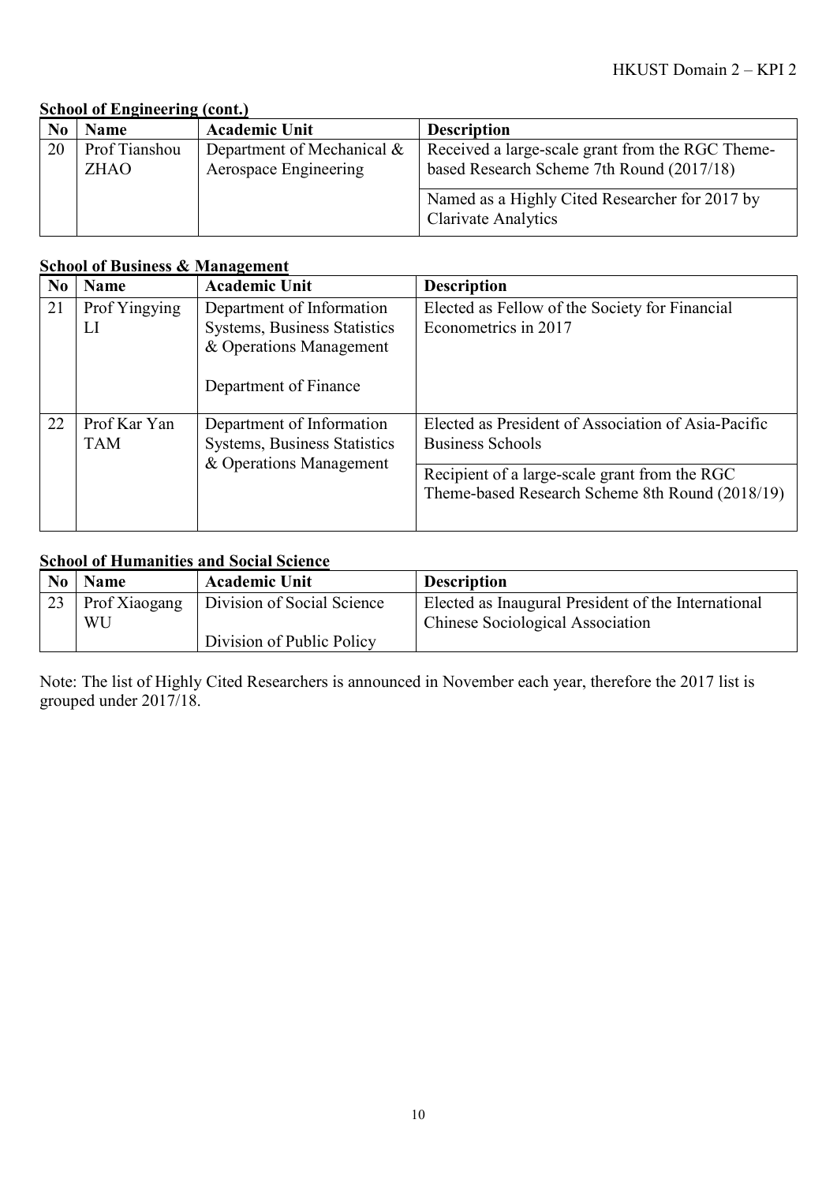**School of Engineering (cont.)**

| No | Name | Academic Unit | Description |
|---|---|---|---|
| 20 | Prof Tianshou ZHAO | Department of Mechanical & Aerospace Engineering | Received a large-scale grant from the RGC Theme-based Research Scheme 7th Round (2017/18) |
| | | | Named as a Highly Cited Researcher for 2017 by Clarivate Analytics |

**School of Business & Management**

| No | Name | Academic Unit | Description |
|---|---|---|---|
| 21 | Prof Yingying LI | Department of Information Systems, Business Statistics & Operations Management<br><br>Department of Finance | Elected as Fellow of the Society for Financial Econometrics in 2017 |
| 22 | Prof Kar Yan TAM | Department of Information Systems, Business Statistics & Operations Management | Elected as President of Association of Asia-Pacific Business Schools |
| | | | Recipient of a large-scale grant from the RGC Theme-based Research Scheme 8th Round (2018/19) |

**School of Humanities and Social Science**

| No | Name | Academic Unit | Description |
|---|---|---|---|
| 23 | Prof Xiaogang WU | Division of Social Science<br><br>Division of Public Policy | Elected as Inaugural President of the International Chinese Sociological Association |

Note: The list of Highly Cited Researchers is announced in November each year, therefore the 2017 list is grouped under 2017/18.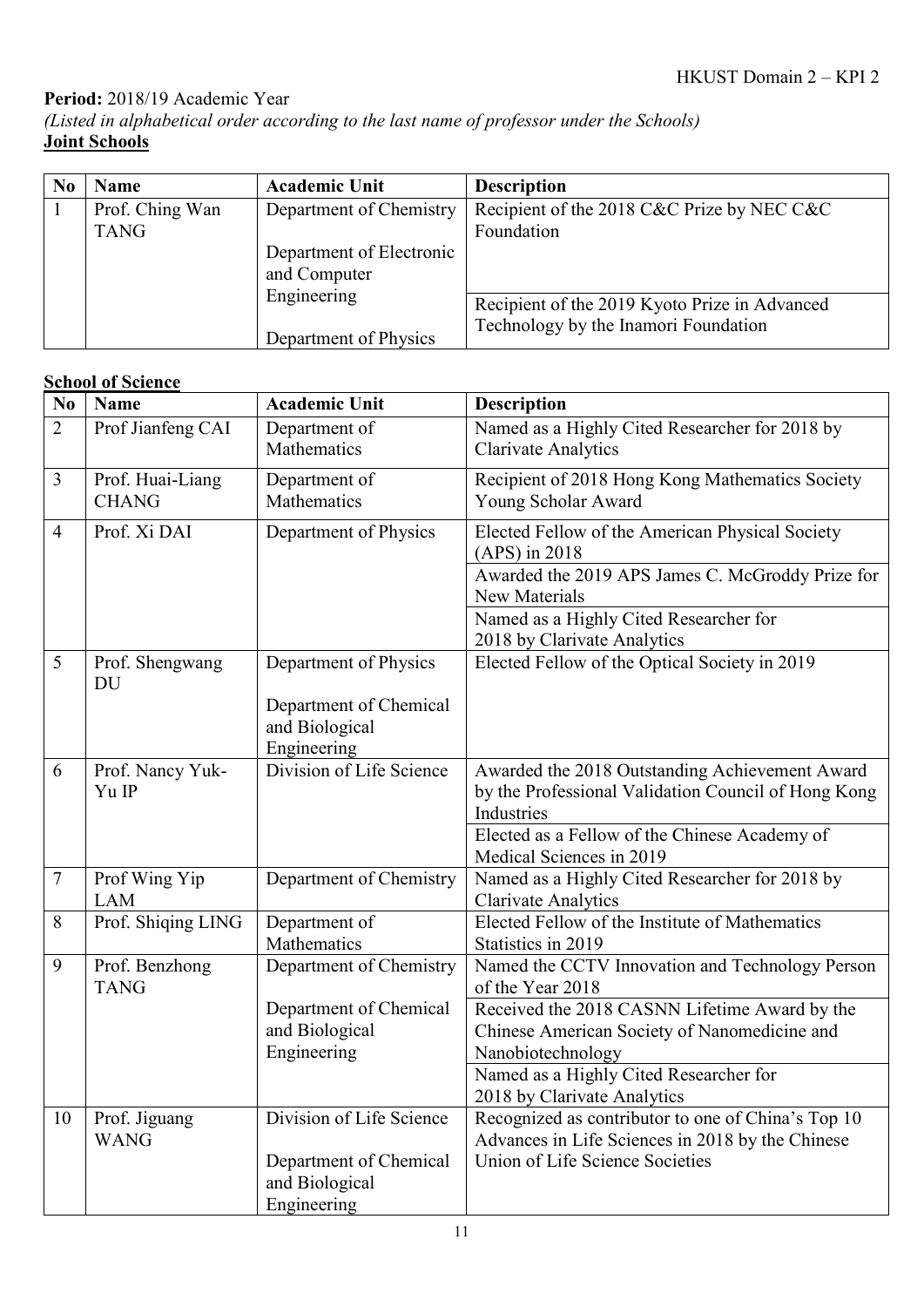**Period:** 2018/19 Academic Year

*(Listed in alphabetical order according to the last name of professor under the Schools)*

**Joint Schools**

| No | Name | Academic Unit | Description |
|---|---|---|---|
| 1 | Prof. Ching Wan TANG | Department of Chemistry<br><br>Department of Electronic and Computer Engineering<br><br>Department of Physics | Recipient of the 2018 C&C Prize by NEC C&C Foundation<br><br>Recipient of the 2019 Kyoto Prize in Advanced Technology by the Inamori Foundation |

**School of Science**

| No | Name | Academic Unit | Description |
|---|---|---|---|
| 2 | Prof Jianfeng CAI | Department of Mathematics | Named as a Highly Cited Researcher for 2018 by Clarivate Analytics |
| 3 | Prof. Huai-Liang CHANG | Department of Mathematics | Recipient of 2018 Hong Kong Mathematics Society Young Scholar Award |
| 4 | Prof. Xi DAI | Department of Physics | Elected Fellow of the American Physical Society (APS) in 2018<br><br>Awarded the 2019 APS James C. McGroddy Prize for New Materials<br><br>Named as a Highly Cited Researcher for 2018 by Clarivate Analytics |
| 5 | Prof. Shengwang DU | Department of Physics<br><br>Department of Chemical and Biological Engineering | Elected Fellow of the Optical Society in 2019 |
| 6 | Prof. Nancy Yuk-Yu IP | Division of Life Science | Awarded the 2018 Outstanding Achievement Award by the Professional Validation Council of Hong Kong Industries<br><br>Elected as a Fellow of the Chinese Academy of Medical Sciences in 2019 |
| 7 | Prof Wing Yip LAM | Department of Chemistry | Named as a Highly Cited Researcher for 2018 by Clarivate Analytics |
| 8 | Prof. Shiqing LING | Department of Mathematics | Elected Fellow of the Institute of Mathematics Statistics in 2019 |
| 9 | Prof. Benzhong TANG | Department of Chemistry<br><br>Department of Chemical and Biological Engineering | Named the CCTV Innovation and Technology Person of the Year 2018<br><br>Received the 2018 CASNN Lifetime Award by the Chinese American Society of Nanomedicine and Nanobiotechnology<br><br>Named as a Highly Cited Researcher for 2018 by Clarivate Analytics |
| 10 | Prof. Jiguang WANG | Division of Life Science<br><br>Department of Chemical and Biological Engineering | Recognized as contributor to one of China's Top 10 Advances in Life Sciences in 2018 by the Chinese Union of Life Science Societies |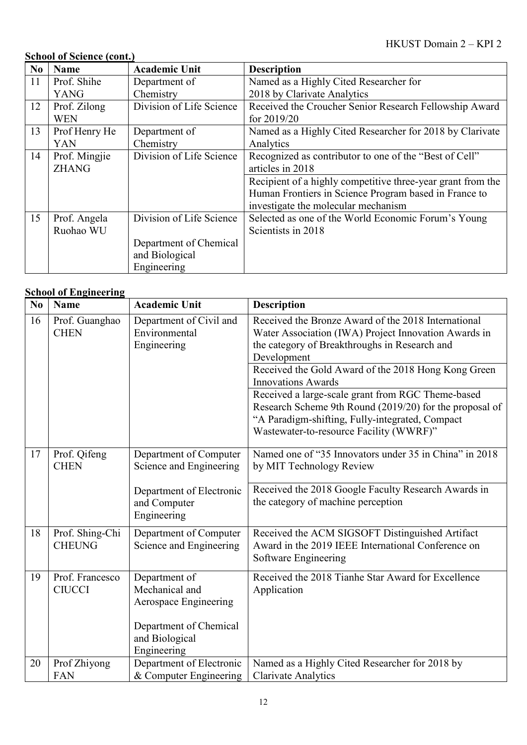**School of Science (cont.)**

| No | Name | Academic Unit | Description |
|---|---|---|---|
| 11 | Prof. Shihe YANG | Department of Chemistry | Named as a Highly Cited Researcher for 2018 by Clarivate Analytics |
| 12 | Prof. Zilong WEN | Division of Life Science | Received the Croucher Senior Research Fellowship Award for 2019/20 |
| 13 | Prof Henry He YAN | Department of Chemistry | Named as a Highly Cited Researcher for 2018 by Clarivate Analytics |
| 14 | Prof. Mingjie ZHANG | Division of Life Science | Recognized as contributor to one of the "Best of Cell" articles in 2018 |
| | | | Recipient of a highly competitive three-year grant from the Human Frontiers in Science Program based in France to investigate the molecular mechanism |
| 15 | Prof. Angela Ruohao WU | Division of Life Science<br><br>Department of Chemical and Biological Engineering | Selected as one of the World Economic Forum's Young Scientists in 2018 |

**School of Engineering**

| No | Name | Academic Unit | Description |
|---|---|---|---|
| 16 | Prof. Guanghao CHEN | Department of Civil and Environmental Engineering | Received the Bronze Award of the 2018 International Water Association (IWA) Project Innovation Awards in the category of Breakthroughs in Research and Development |
| | | | Received the Gold Award of the 2018 Hong Kong Green Innovations Awards |
| | | | Received a large-scale grant from RGC Theme-based Research Scheme 9th Round (2019/20) for the proposal of "A Paradigm-shifting, Fully-integrated, Compact Wastewater-to-resource Facility (WWRF)" |
| 17 | Prof. Qifeng CHEN | Department of Computer Science and Engineering<br><br>Department of Electronic and Computer Engineering | Named one of "35 Innovators under 35 in China" in 2018 by MIT Technology Review |
| | | | Received the 2018 Google Faculty Research Awards in the category of machine perception |
| 18 | Prof. Shing-Chi CHEUNG | Department of Computer Science and Engineering | Received the ACM SIGSOFT Distinguished Artifact Award in the 2019 IEEE International Conference on Software Engineering |
| 19 | Prof. Francesco CIUCCI | Department of Mechanical and Aerospace Engineering<br><br>Department of Chemical and Biological Engineering | Received the 2018 Tianhe Star Award for Excellence Application |
| 20 | Prof Zhiyong FAN | Department of Electronic & Computer Engineering | Named as a Highly Cited Researcher for 2018 by Clarivate Analytics |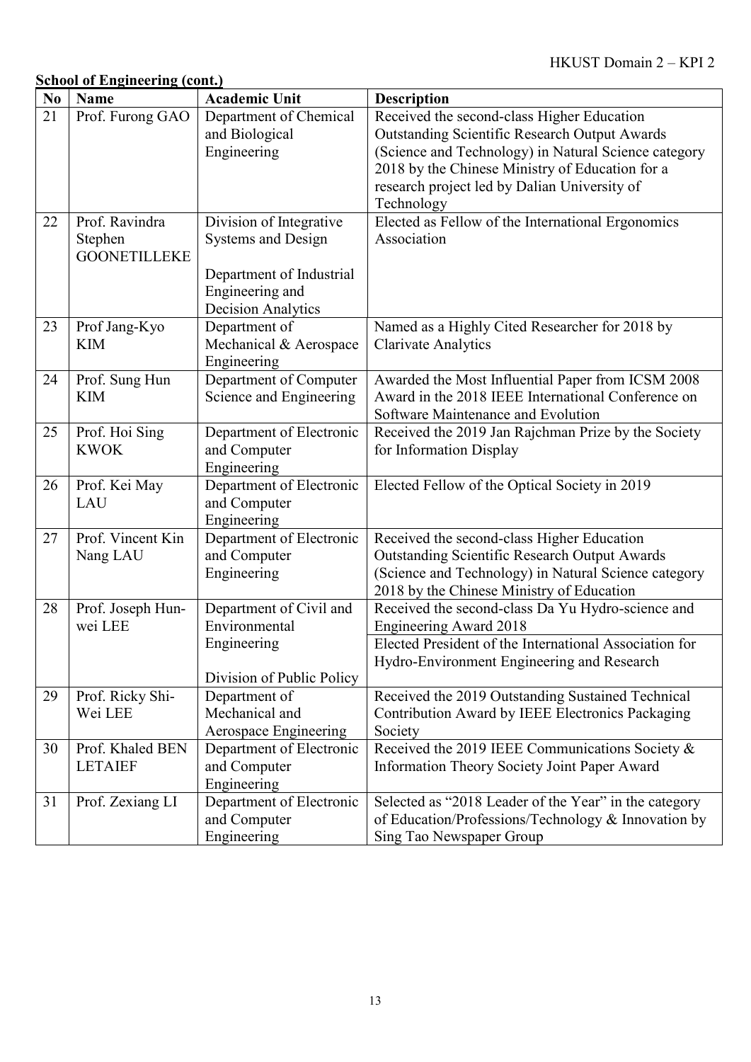**School of Engineering (cont.)**

| No | Name | Academic Unit | Description |
|---|---|---|---|
| 21 | Prof. Furong GAO | Department of Chemical and Biological Engineering | Received the second-class Higher Education Outstanding Scientific Research Output Awards (Science and Technology) in Natural Science category 2018 by the Chinese Ministry of Education for a research project led by Dalian University of Technology |
| 22 | Prof. Ravindra Stephen GOONETILLEKE | Division of Integrative Systems and Design<br><br>Department of Industrial Engineering and Decision Analytics | Elected as Fellow of the International Ergonomics Association |
| 23 | Prof Jang-Kyo KIM | Department of Mechanical & Aerospace Engineering | Named as a Highly Cited Researcher for 2018 by Clarivate Analytics |
| 24 | Prof. Sung Hun KIM | Department of Computer Science and Engineering | Awarded the Most Influential Paper from ICSM 2008 Award in the 2018 IEEE International Conference on Software Maintenance and Evolution |
| 25 | Prof. Hoi Sing KWOK | Department of Electronic and Computer Engineering | Received the 2019 Jan Rajchman Prize by the Society for Information Display |
| 26 | Prof. Kei May LAU | Department of Electronic and Computer Engineering | Elected Fellow of the Optical Society in 2019 |
| 27 | Prof. Vincent Kin Nang LAU | Department of Electronic and Computer Engineering | Received the second-class Higher Education Outstanding Scientific Research Output Awards (Science and Technology) in Natural Science category 2018 by the Chinese Ministry of Education |
| 28 | Prof. Joseph Hun-wei LEE | Department of Civil and Environmental Engineering<br><br>Division of Public Policy | Received the second-class Da Yu Hydro-science and Engineering Award 2018<br><br>Elected President of the International Association for Hydro-Environment Engineering and Research |
| 29 | Prof. Ricky Shi-Wei LEE | Department of Mechanical and Aerospace Engineering | Received the 2019 Outstanding Sustained Technical Contribution Award by IEEE Electronics Packaging Society |
| 30 | Prof. Khaled BEN LETAIEF | Department of Electronic and Computer Engineering | Received the 2019 IEEE Communications Society & Information Theory Society Joint Paper Award |
| 31 | Prof. Zexiang LI | Department of Electronic and Computer Engineering | Selected as "2018 Leader of the Year" in the category of Education/Professions/Technology & Innovation by Sing Tao Newspaper Group |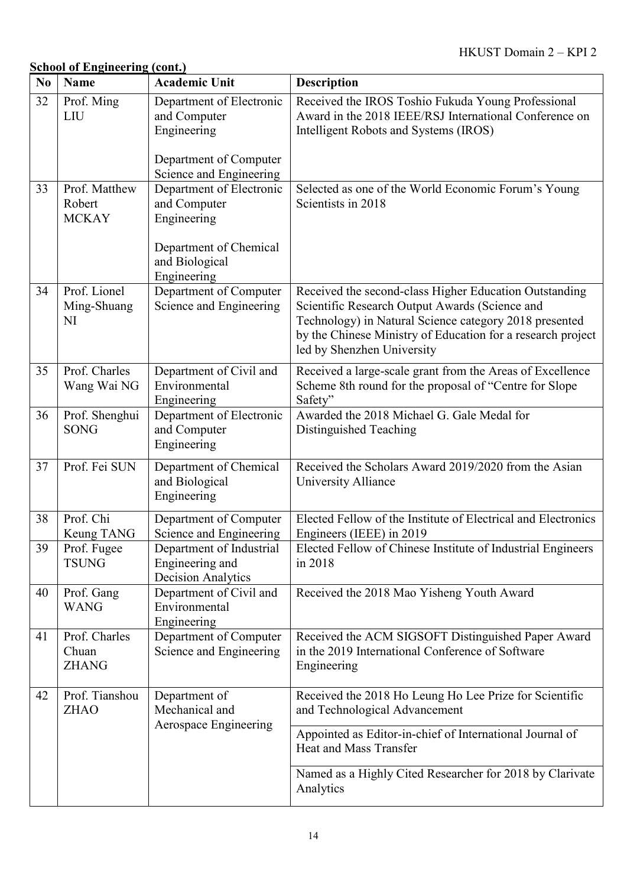**School of Engineering (cont.)**

| No | Name | Academic Unit | Description |
|---|---|---|---|
| 32 | Prof. Ming LIU | Department of Electronic and Computer Engineering<br><br>Department of Computer Science and Engineering | Received the IROS Toshio Fukuda Young Professional Award in the 2018 IEEE/RSJ International Conference on Intelligent Robots and Systems (IROS) |
| 33 | Prof. Matthew Robert MCKAY | Department of Electronic and Computer Engineering<br><br>Department of Chemical and Biological Engineering | Selected as one of the World Economic Forum's Young Scientists in 2018 |
| 34 | Prof. Lionel Ming-Shuang NI | Department of Computer Science and Engineering | Received the second-class Higher Education Outstanding Scientific Research Output Awards (Science and Technology) in Natural Science category 2018 presented by the Chinese Ministry of Education for a research project led by Shenzhen University |
| 35 | Prof. Charles Wang Wai NG | Department of Civil and Environmental Engineering | Received a large-scale grant from the Areas of Excellence Scheme 8th round for the proposal of "Centre for Slope Safety" |
| 36 | Prof. Shenghui SONG | Department of Electronic and Computer Engineering | Awarded the 2018 Michael G. Gale Medal for Distinguished Teaching |
| 37 | Prof. Fei SUN | Department of Chemical and Biological Engineering | Received the Scholars Award 2019/2020 from the Asian University Alliance |
| 38 | Prof. Chi Keung TANG | Department of Computer Science and Engineering | Elected Fellow of the Institute of Electrical and Electronics Engineers (IEEE) in 2019 |
| 39 | Prof. Fugee TSUNG | Department of Industrial Engineering and Decision Analytics | Elected Fellow of Chinese Institute of Industrial Engineers in 2018 |
| 40 | Prof. Gang WANG | Department of Civil and Environmental Engineering | Received the 2018 Mao Yisheng Youth Award |
| 41 | Prof. Charles Chuan ZHANG | Department of Computer Science and Engineering | Received the ACM SIGSOFT Distinguished Paper Award in the 2019 International Conference of Software Engineering |
| 42 | Prof. Tianshou ZHAO | Department of Mechanical and Aerospace Engineering | Received the 2018 Ho Leung Ho Lee Prize for Scientific and Technological Advancement |
| | | | Appointed as Editor-in-chief of International Journal of Heat and Mass Transfer |
| | | | Named as a Highly Cited Researcher for 2018 by Clarivate Analytics |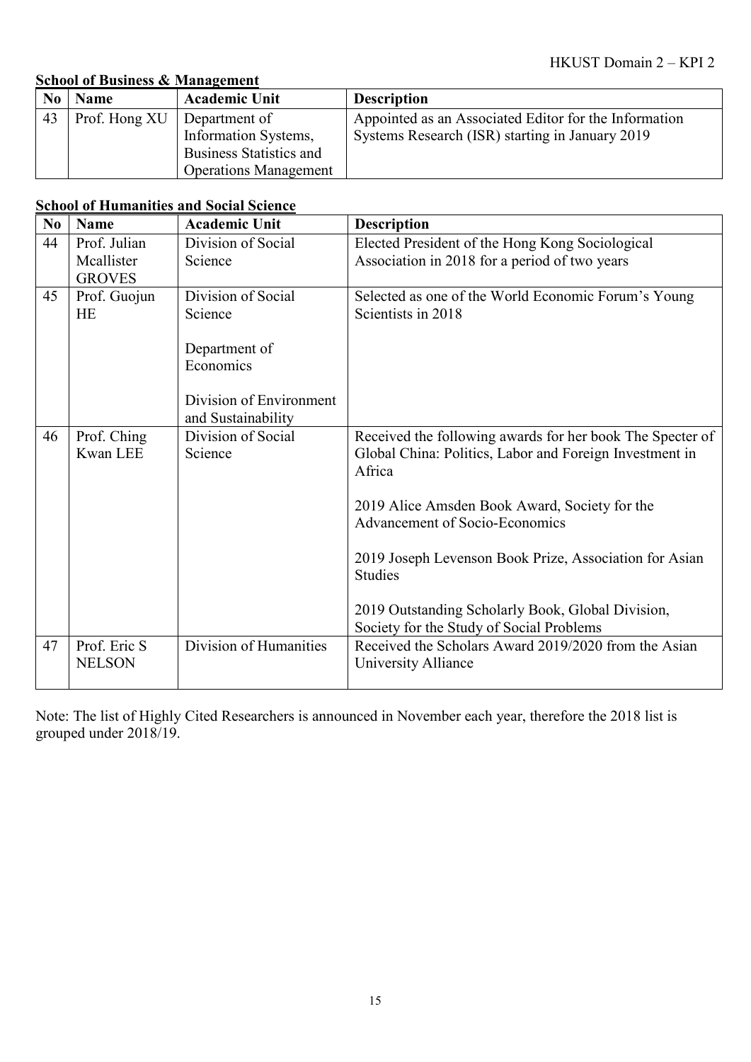**School of Business & Management**

| No | Name | Academic Unit | Description |
|---|---|---|---|
| 43 | Prof. Hong XU | Department of Information Systems, Business Statistics and Operations Management | Appointed as an Associated Editor for the Information Systems Research (ISR) starting in January 2019 |

**School of Humanities and Social Science**

| No | Name | Academic Unit | Description |
|---|---|---|---|
| 44 | Prof. Julian Mcallister GROVES | Division of Social Science | Elected President of the Hong Kong Sociological Association in 2018 for a period of two years |
| 45 | Prof. Guojun HE | Division of Social Science<br><br>Department of Economics<br><br>Division of Environment and Sustainability | Selected as one of the World Economic Forum's Young Scientists in 2018 |
| 46 | Prof. Ching Kwan LEE | Division of Social Science | Received the following awards for her book The Specter of Global China: Politics, Labor and Foreign Investment in Africa<br><br>2019 Alice Amsden Book Award, Society for the Advancement of Socio-Economics<br><br>2019 Joseph Levenson Book Prize, Association for Asian Studies<br><br>2019 Outstanding Scholarly Book, Global Division, Society for the Study of Social Problems |
| 47 | Prof. Eric S NELSON | Division of Humanities | Received the Scholars Award 2019/2020 from the Asian University Alliance |

Note: The list of Highly Cited Researchers is announced in November each year, therefore the 2018 list is grouped under 2018/19.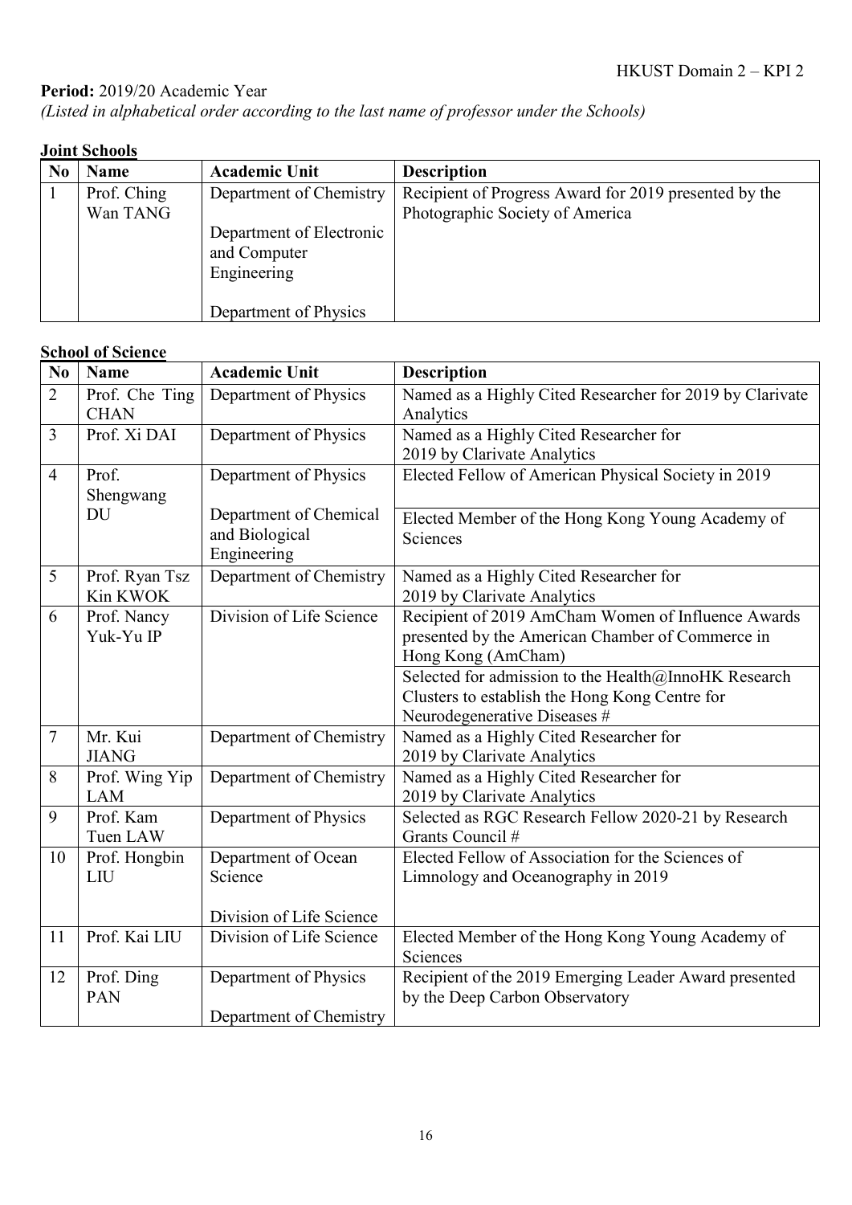**Period:** 2019/20 Academic Year
*(Listed in alphabetical order according to the last name of professor under the Schools)*

**Joint Schools**

| No | Name | Academic Unit | Description |
|---|---|---|---|
| 1 | Prof. Ching Wan TANG | Department of Chemistry<br><br>Department of Electronic and Computer Engineering<br><br>Department of Physics | Recipient of Progress Award for 2019 presented by the Photographic Society of America |

**School of Science**

| No | Name | Academic Unit | Description |
|---|---|---|---|
| 2 | Prof. Che Ting CHAN | Department of Physics | Named as a Highly Cited Researcher for 2019 by Clarivate Analytics |
| 3 | Prof. Xi DAI | Department of Physics | Named as a Highly Cited Researcher for 2019 by Clarivate Analytics |
| 4 | Prof. Shengwang DU | Department of Physics<br><br>Department of Chemical and Biological Engineering | Elected Fellow of American Physical Society in 2019<br><br>Elected Member of the Hong Kong Young Academy of Sciences |
| 5 | Prof. Ryan Tsz Kin KWOK | Department of Chemistry | Named as a Highly Cited Researcher for 2019 by Clarivate Analytics |
| 6 | Prof. Nancy Yuk-Yu IP | Division of Life Science | Recipient of 2019 AmCham Women of Influence Awards presented by the American Chamber of Commerce in Hong Kong (AmCham)<br><br>Selected for admission to the Health@InnoHK Research Clusters to establish the Hong Kong Centre for Neurodegenerative Diseases # |
| 7 | Mr. Kui JIANG | Department of Chemistry | Named as a Highly Cited Researcher for 2019 by Clarivate Analytics |
| 8 | Prof. Wing Yip LAM | Department of Chemistry | Named as a Highly Cited Researcher for 2019 by Clarivate Analytics |
| 9 | Prof. Kam Tuen LAW | Department of Physics | Selected as RGC Research Fellow 2020-21 by Research Grants Council # |
| 10 | Prof. Hongbin LIU | Department of Ocean Science<br><br>Division of Life Science | Elected Fellow of Association for the Sciences of Limnology and Oceanography in 2019 |
| 11 | Prof. Kai LIU | Division of Life Science | Elected Member of the Hong Kong Young Academy of Sciences |
| 12 | Prof. Ding PAN | Department of Physics<br><br>Department of Chemistry | Recipient of the 2019 Emerging Leader Award presented by the Deep Carbon Observatory |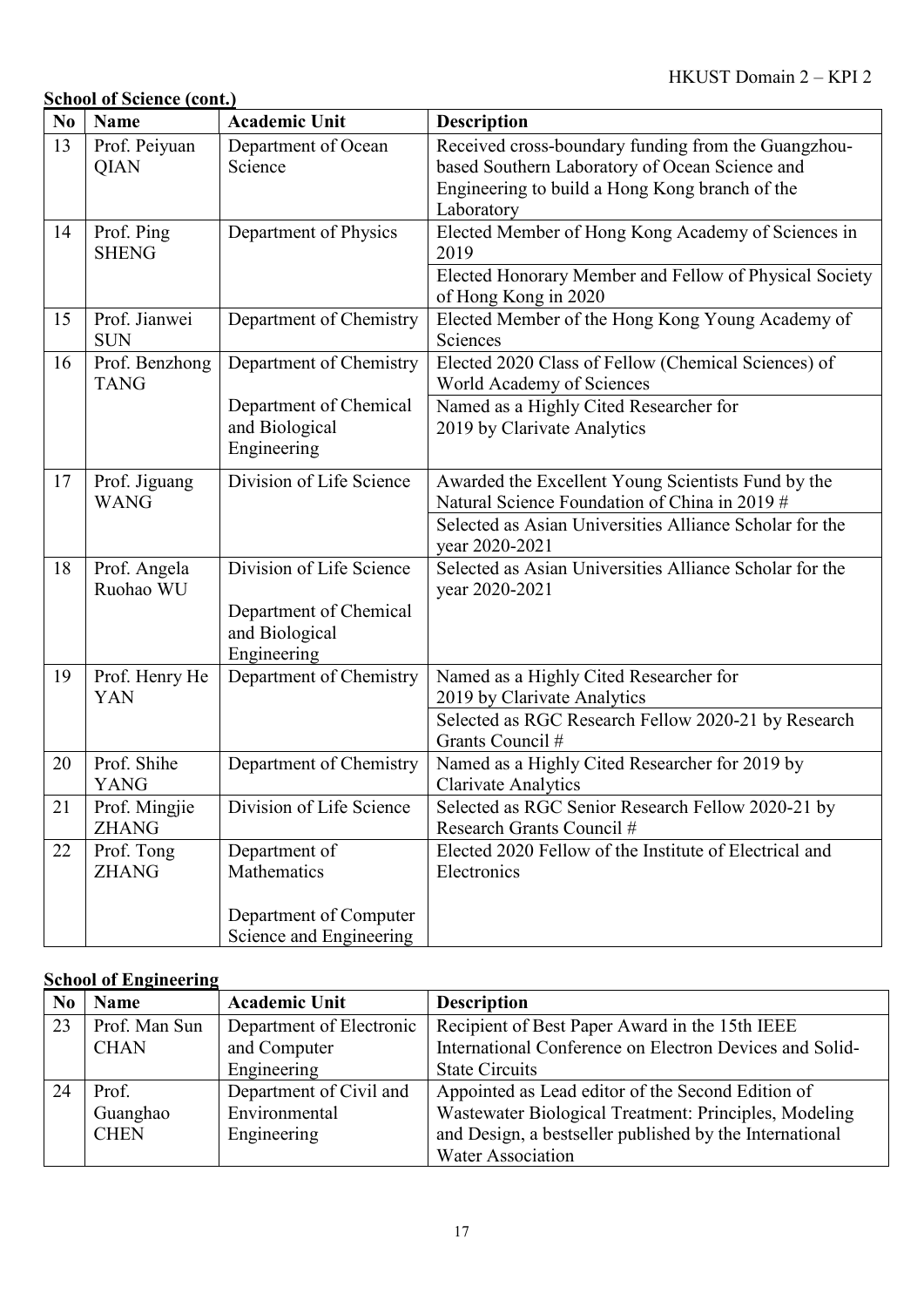**School of Science (cont.)**

| No | Name | Academic Unit | Description |
|---|---|---|---|
| 13 | Prof. Peiyuan QIAN | Department of Ocean Science | Received cross-boundary funding from the Guangzhou-based Southern Laboratory of Ocean Science and Engineering to build a Hong Kong branch of the Laboratory |
| 14 | Prof. Ping SHENG | Department of Physics | Elected Member of Hong Kong Academy of Sciences in 2019 |
| | | | Elected Honorary Member and Fellow of Physical Society of Hong Kong in 2020 |
| 15 | Prof. Jianwei SUN | Department of Chemistry | Elected Member of the Hong Kong Young Academy of Sciences |
| 16 | Prof. Benzhong TANG | Department of Chemistry | Elected 2020 Class of Fellow (Chemical Sciences) of World Academy of Sciences |
| | | Department of Chemical and Biological Engineering | Named as a Highly Cited Researcher for 2019 by Clarivate Analytics |
| 17 | Prof. Jiguang WANG | Division of Life Science | Awarded the Excellent Young Scientists Fund by the Natural Science Foundation of China in 2019 # |
| | | | Selected as Asian Universities Alliance Scholar for the year 2020-2021 |
| 18 | Prof. Angela Ruohao WU | Division of Life Science<br><br>Department of Chemical and Biological Engineering | Selected as Asian Universities Alliance Scholar for the year 2020-2021 |
| 19 | Prof. Henry He YAN | Department of Chemistry | Named as a Highly Cited Researcher for 2019 by Clarivate Analytics |
| | | | Selected as RGC Research Fellow 2020-21 by Research Grants Council # |
| 20 | Prof. Shihe YANG | Department of Chemistry | Named as a Highly Cited Researcher for 2019 by Clarivate Analytics |
| 21 | Prof. Mingjie ZHANG | Division of Life Science | Selected as RGC Senior Research Fellow 2020-21 by Research Grants Council # |
| 22 | Prof. Tong ZHANG | Department of Mathematics<br><br>Department of Computer Science and Engineering | Elected 2020 Fellow of the Institute of Electrical and Electronics |

**School of Engineering**

| No | Name | Academic Unit | Description |
|---|---|---|---|
| 23 | Prof. Man Sun CHAN | Department of Electronic and Computer Engineering | Recipient of Best Paper Award in the 15th IEEE International Conference on Electron Devices and Solid-State Circuits |
| 24 | Prof. Guanghao CHEN | Department of Civil and Environmental Engineering | Appointed as Lead editor of the Second Edition of Wastewater Biological Treatment: Principles, Modeling and Design, a bestseller published by the International Water Association |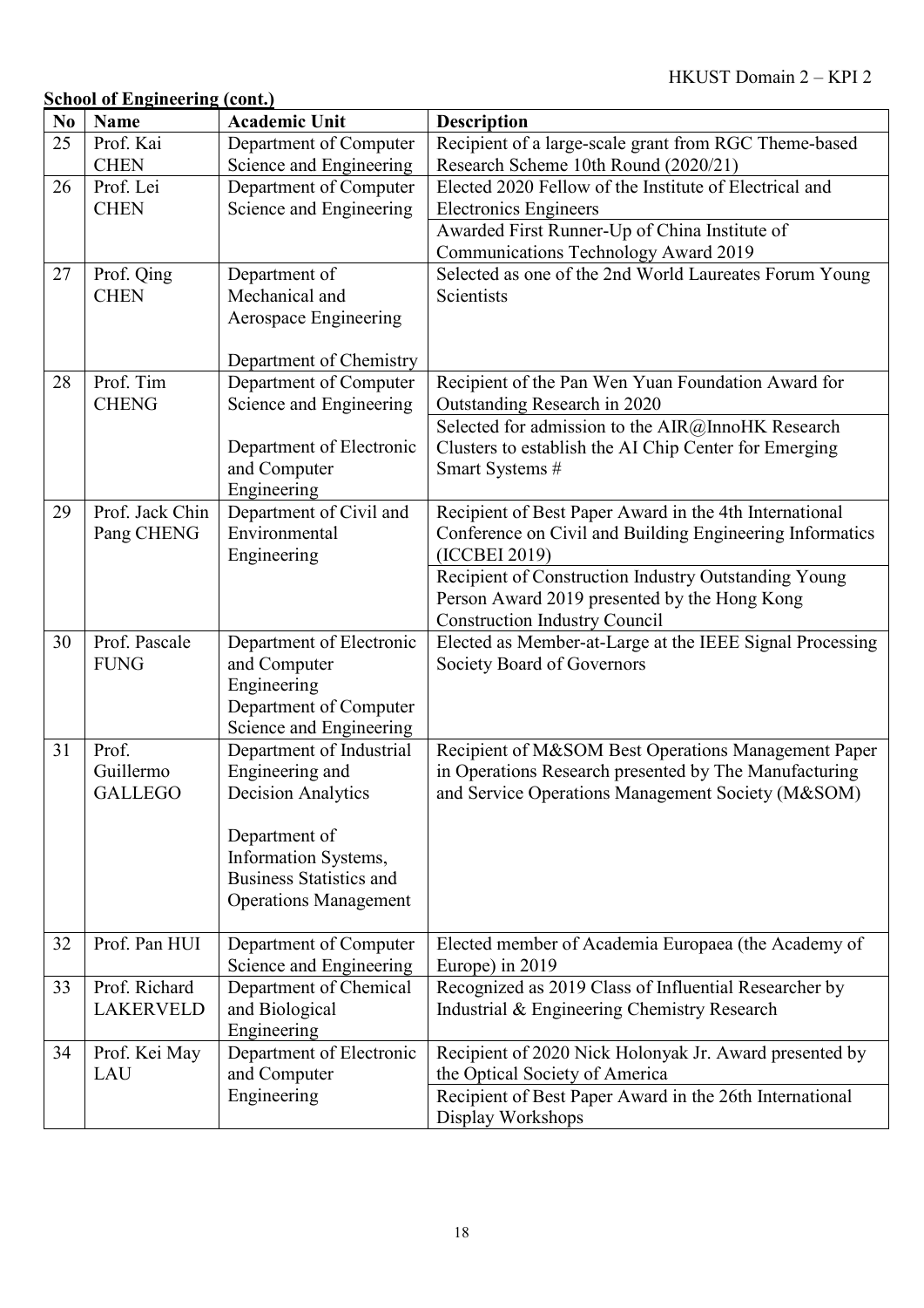**School of Engineering (cont.)**

| No | Name | Academic Unit | Description |
|---|---|---|---|
| 25 | Prof. Kai CHEN | Department of Computer Science and Engineering | Recipient of a large-scale grant from RGC Theme-based Research Scheme 10th Round (2020/21) |
| 26 | Prof. Lei CHEN | Department of Computer Science and Engineering | Elected 2020 Fellow of the Institute of Electrical and Electronics Engineers |
| | | | Awarded First Runner-Up of China Institute of Communications Technology Award 2019 |
| 27 | Prof. Qing CHEN | Department of Mechanical and Aerospace Engineering<br><br>Department of Chemistry | Selected as one of the 2nd World Laureates Forum Young Scientists |
| 28 | Prof. Tim CHENG | Department of Computer Science and Engineering<br><br>Department of Electronic and Computer Engineering | Recipient of the Pan Wen Yuan Foundation Award for Outstanding Research in 2020 |
| | | | Selected for admission to the AIR@InnoHK Research Clusters to establish the AI Chip Center for Emerging Smart Systems # |
| 29 | Prof. Jack Chin Pang CHENG | Department of Civil and Environmental Engineering | Recipient of Best Paper Award in the 4th International Conference on Civil and Building Engineering Informatics (ICCBEI 2019) |
| | | | Recipient of Construction Industry Outstanding Young Person Award 2019 presented by the Hong Kong Construction Industry Council |
| 30 | Prof. Pascale FUNG | Department of Electronic and Computer Engineering<br>Department of Computer Science and Engineering | Elected as Member-at-Large at the IEEE Signal Processing Society Board of Governors |
| 31 | Prof. Guillermo GALLEGO | Department of Industrial Engineering and Decision Analytics<br><br>Department of Information Systems, Business Statistics and Operations Management | Recipient of M&SOM Best Operations Management Paper in Operations Research presented by The Manufacturing and Service Operations Management Society (M&SOM) |
| 32 | Prof. Pan HUI | Department of Computer Science and Engineering | Elected member of Academia Europaea (the Academy of Europe) in 2019 |
| 33 | Prof. Richard LAKERVELD | Department of Chemical and Biological Engineering | Recognized as 2019 Class of Influential Researcher by Industrial & Engineering Chemistry Research |
| 34 | Prof. Kei May LAU | Department of Electronic and Computer Engineering | Recipient of 2020 Nick Holonyak Jr. Award presented by the Optical Society of America |
| | | | Recipient of Best Paper Award in the 26th International Display Workshops |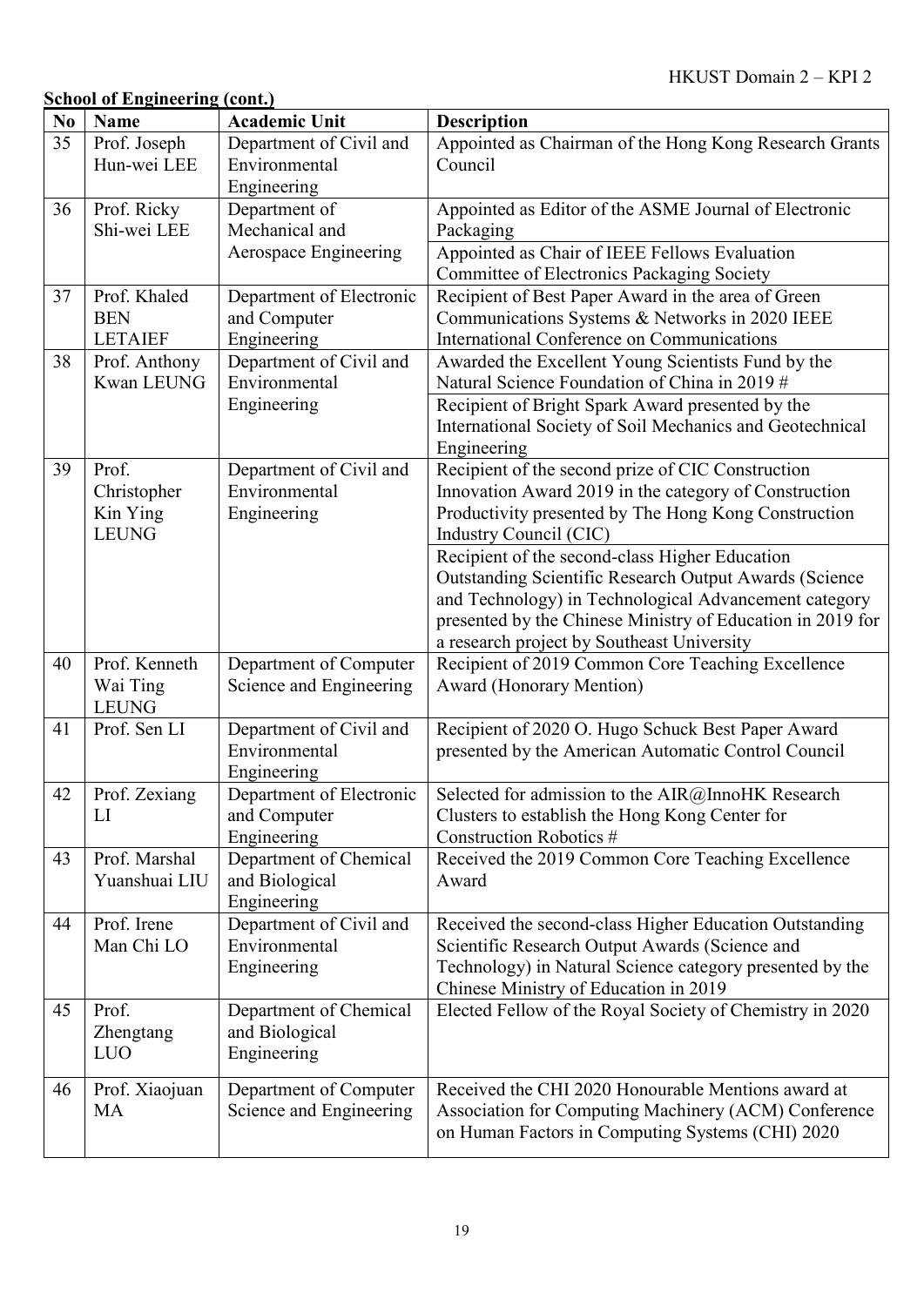**School of Engineering (cont.)**

| No | Name | Academic Unit | Description |
|---|---|---|---|
| 35 | Prof. Joseph Hun-wei LEE | Department of Civil and Environmental Engineering | Appointed as Chairman of the Hong Kong Research Grants Council |
| 36 | Prof. Ricky Shi-wei LEE | Department of Mechanical and Aerospace Engineering | Appointed as Editor of the ASME Journal of Electronic Packaging |
| | | | Appointed as Chair of IEEE Fellows Evaluation Committee of Electronics Packaging Society |
| 37 | Prof. Khaled BEN LETAIEF | Department of Electronic and Computer Engineering | Recipient of Best Paper Award in the area of Green Communications Systems & Networks in 2020 IEEE International Conference on Communications |
| 38 | Prof. Anthony Kwan LEUNG | Department of Civil and Environmental Engineering | Awarded the Excellent Young Scientists Fund by the Natural Science Foundation of China in 2019 # |
| | | | Recipient of Bright Spark Award presented by the International Society of Soil Mechanics and Geotechnical Engineering |
| 39 | Prof. Christopher Kin Ying LEUNG | Department of Civil and Environmental Engineering | Recipient of the second prize of CIC Construction Innovation Award 2019 in the category of Construction Productivity presented by The Hong Kong Construction Industry Council (CIC) |
| | | | Recipient of the second-class Higher Education Outstanding Scientific Research Output Awards (Science and Technology) in Technological Advancement category presented by the Chinese Ministry of Education in 2019 for a research project by Southeast University |
| 40 | Prof. Kenneth Wai Ting LEUNG | Department of Computer Science and Engineering | Recipient of 2019 Common Core Teaching Excellence Award (Honorary Mention) |
| 41 | Prof. Sen LI | Department of Civil and Environmental Engineering | Recipient of 2020 O. Hugo Schuck Best Paper Award presented by the American Automatic Control Council |
| 42 | Prof. Zexiang LI | Department of Electronic and Computer Engineering | Selected for admission to the AIR@InnoHK Research Clusters to establish the Hong Kong Center for Construction Robotics # |
| 43 | Prof. Marshal Yuanshuai LIU | Department of Chemical and Biological Engineering | Received the 2019 Common Core Teaching Excellence Award |
| 44 | Prof. Irene Man Chi LO | Department of Civil and Environmental Engineering | Received the second-class Higher Education Outstanding Scientific Research Output Awards (Science and Technology) in Natural Science category presented by the Chinese Ministry of Education in 2019 |
| 45 | Prof. Zhengtang LUO | Department of Chemical and Biological Engineering | Elected Fellow of the Royal Society of Chemistry in 2020 |
| 46 | Prof. Xiaojuan MA | Department of Computer Science and Engineering | Received the CHI 2020 Honourable Mentions award at Association for Computing Machinery (ACM) Conference on Human Factors in Computing Systems (CHI) 2020 |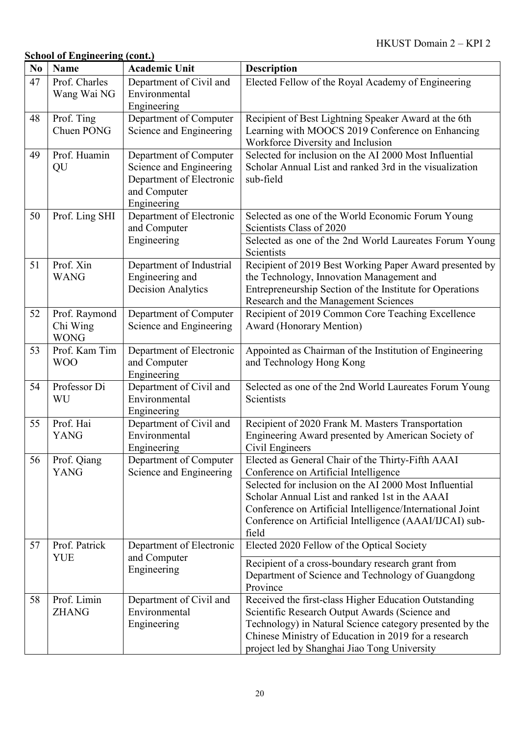**School of Engineering (cont.)**

| No | Name | Academic Unit | Description |
|---|---|---|---|
| 47 | Prof. Charles Wang Wai NG | Department of Civil and Environmental Engineering | Elected Fellow of the Royal Academy of Engineering |
| 48 | Prof. Ting Chuen PONG | Department of Computer Science and Engineering | Recipient of Best Lightning Speaker Award at the 6th Learning with MOOCS 2019 Conference on Enhancing Workforce Diversity and Inclusion |
| 49 | Prof. Huamin QU | Department of Computer Science and Engineering Department of Electronic and Computer Engineering | Selected for inclusion on the AI 2000 Most Influential Scholar Annual List and ranked 3rd in the visualization sub-field |
| 50 | Prof. Ling SHI | Department of Electronic and Computer Engineering | Selected as one of the World Economic Forum Young Scientists Class of 2020 |
| | | | Selected as one of the 2nd World Laureates Forum Young Scientists |
| 51 | Prof. Xin WANG | Department of Industrial Engineering and Decision Analytics | Recipient of 2019 Best Working Paper Award presented by the Technology, Innovation Management and Entrepreneurship Section of the Institute for Operations Research and the Management Sciences |
| 52 | Prof. Raymond Chi Wing WONG | Department of Computer Science and Engineering | Recipient of 2019 Common Core Teaching Excellence Award (Honorary Mention) |
| 53 | Prof. Kam Tim WOO | Department of Electronic and Computer Engineering | Appointed as Chairman of the Institution of Engineering and Technology Hong Kong |
| 54 | Professor Di WU | Department of Civil and Environmental Engineering | Selected as one of the 2nd World Laureates Forum Young Scientists |
| 55 | Prof. Hai YANG | Department of Civil and Environmental Engineering | Recipient of 2020 Frank M. Masters Transportation Engineering Award presented by American Society of Civil Engineers |
| 56 | Prof. Qiang YANG | Department of Computer Science and Engineering | Elected as General Chair of the Thirty-Fifth AAAI Conference on Artificial Intelligence |
| | | | Selected for inclusion on the AI 2000 Most Influential Scholar Annual List and ranked 1st in the AAAI Conference on Artificial Intelligence/International Joint Conference on Artificial Intelligence (AAAI/IJCAI) sub-field |
| 57 | Prof. Patrick YUE | Department of Electronic and Computer Engineering | Elected 2020 Fellow of the Optical Society |
| | | | Recipient of a cross-boundary research grant from Department of Science and Technology of Guangdong Province |
| 58 | Prof. Limin ZHANG | Department of Civil and Environmental Engineering | Received the first-class Higher Education Outstanding Scientific Research Output Awards (Science and Technology) in Natural Science category presented by the Chinese Ministry of Education in 2019 for a research project led by Shanghai Jiao Tong University |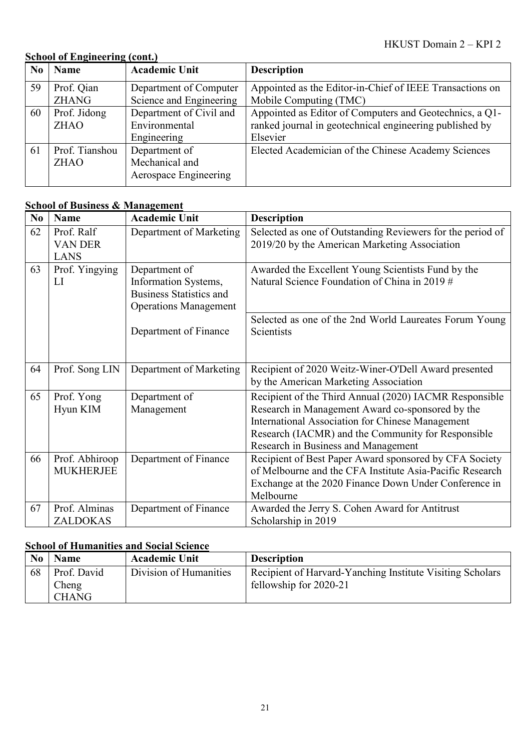**School of Engineering (cont.)**

| No | Name | Academic Unit | Description |
|---|---|---|---|
| 59 | Prof. Qian ZHANG | Department of Computer Science and Engineering | Appointed as the Editor-in-Chief of IEEE Transactions on Mobile Computing (TMC) |
| 60 | Prof. Jidong ZHAO | Department of Civil and Environmental Engineering | Appointed as Editor of Computers and Geotechnics, a Q1-ranked journal in geotechnical engineering published by Elsevier |
| 61 | Prof. Tianshou ZHAO | Department of Mechanical and Aerospace Engineering | Elected Academician of the Chinese Academy Sciences |

**School of Business & Management**

| No | Name | Academic Unit | Description |
|---|---|---|---|
| 62 | Prof. Ralf VAN DER LANS | Department of Marketing | Selected as one of Outstanding Reviewers for the period of 2019/20 by the American Marketing Association |
| 63 | Prof. Yingying LI | Department of Information Systems, Business Statistics and Operations Management | Awarded the Excellent Young Scientists Fund by the Natural Science Foundation of China in 2019 # |
| | | Department of Finance | Selected as one of the 2nd World Laureates Forum Young Scientists |
| 64 | Prof. Song LIN | Department of Marketing | Recipient of 2020 Weitz-Winer-O'Dell Award presented by the American Marketing Association |
| 65 | Prof. Yong Hyun KIM | Department of Management | Recipient of the Third Annual (2020) IACMR Responsible Research in Management Award co-sponsored by the International Association for Chinese Management Research (IACMR) and the Community for Responsible Research in Business and Management |
| 66 | Prof. Abhiroop MUKHERJEE | Department of Finance | Recipient of Best Paper Award sponsored by CFA Society of Melbourne and the CFA Institute Asia-Pacific Research Exchange at the 2020 Finance Down Under Conference in Melbourne |
| 67 | Prof. Alminas ZALDOKAS | Department of Finance | Awarded the Jerry S. Cohen Award for Antitrust Scholarship in 2019 |

**School of Humanities and Social Science**

| No | Name | Academic Unit | Description |
|---|---|---|---|
| 68 | Prof. David Cheng CHANG | Division of Humanities | Recipient of Harvard-Yanching Institute Visiting Scholars fellowship for 2020-21 |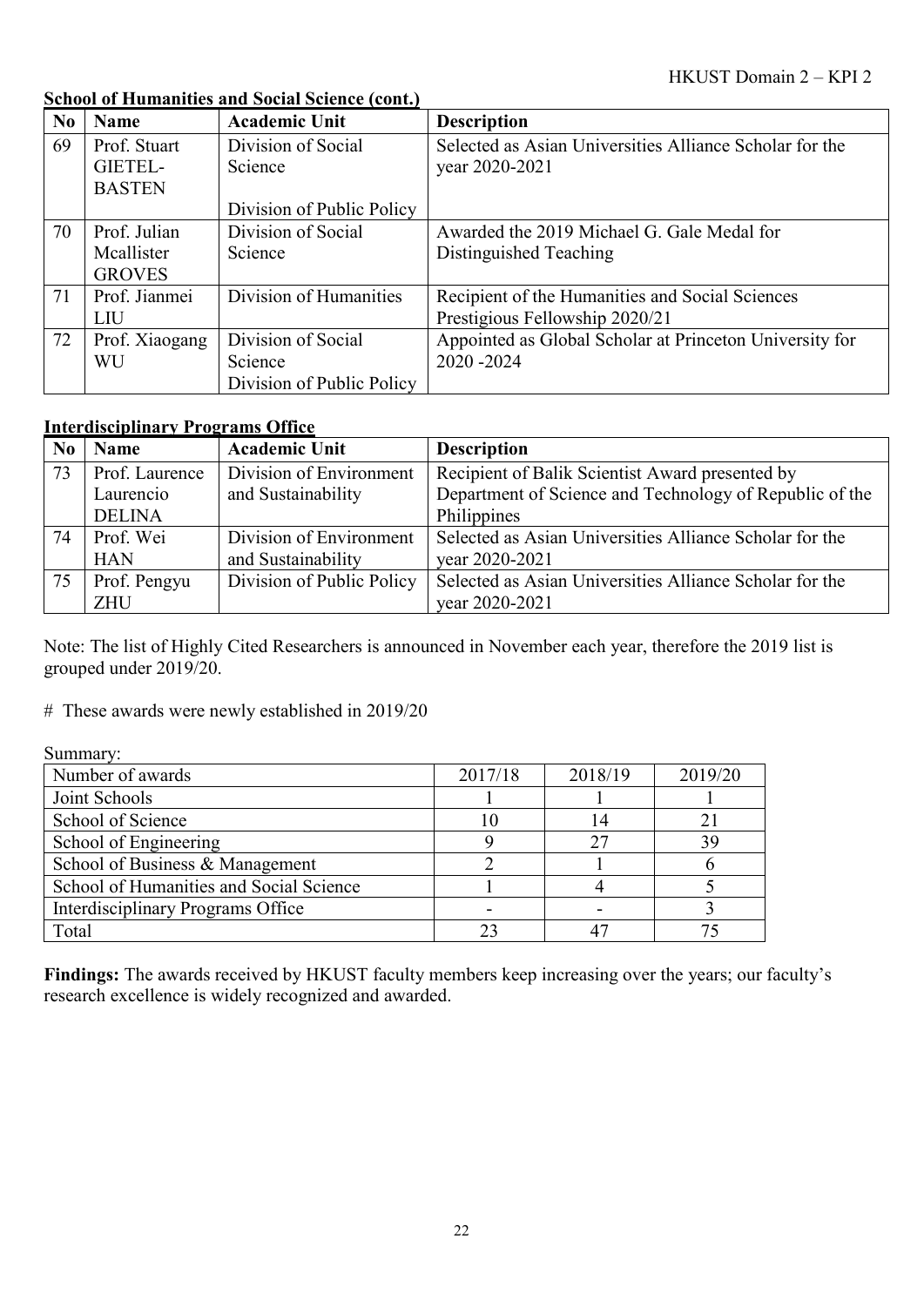**School of Humanities and Social Science (cont.)**

| No | Name | Academic Unit | Description |
|---|---|---|---|
| 69 | Prof. Stuart GIETEL-BASTEN | Division of Social Science<br><br>Division of Public Policy | Selected as Asian Universities Alliance Scholar for the year 2020-2021 |
| 70 | Prof. Julian Mcallister GROVES | Division of Social Science | Awarded the 2019 Michael G. Gale Medal for Distinguished Teaching |
| 71 | Prof. Jianmei LIU | Division of Humanities | Recipient of the Humanities and Social Sciences Prestigious Fellowship 2020/21 |
| 72 | Prof. Xiaogang WU | Division of Social Science<br>Division of Public Policy | Appointed as Global Scholar at Princeton University for 2020 -2024 |

**Interdisciplinary Programs Office**

| No | Name | Academic Unit | Description |
|---|---|---|---|
| 73 | Prof. Laurencio DELINA | Division of Environment and Sustainability | Recipient of Balik Scientist Award presented by Department of Science and Technology of Republic of the Philippines |
| 74 | Prof. Wei HAN | Division of Environment and Sustainability | Selected as Asian Universities Alliance Scholar for the year 2020-2021 |
| 75 | Prof. Pengyu ZHU | Division of Public Policy | Selected as Asian Universities Alliance Scholar for the year 2020-2021 |

Note: The list of Highly Cited Researchers is announced in November each year, therefore the 2019 list is grouped under 2019/20.

\# These awards were newly established in 2019/20

Summary:

| Number of awards | 2017/18 | 2018/19 | 2019/20 |
|---|---|---|---|
| Joint Schools | 1 | 1 | 1 |
| School of Science | 10 | 14 | 21 |
| School of Engineering | 9 | 27 | 39 |
| School of Business & Management | 2 | 1 | 6 |
| School of Humanities and Social Science | 1 | 4 | 5 |
| Interdisciplinary Programs Office | - | - | 3 |
| Total | 23 | 47 | 75 |

**Findings:** The awards received by HKUST faculty members keep increasing over the years; our faculty's research excellence is widely recognized and awarded.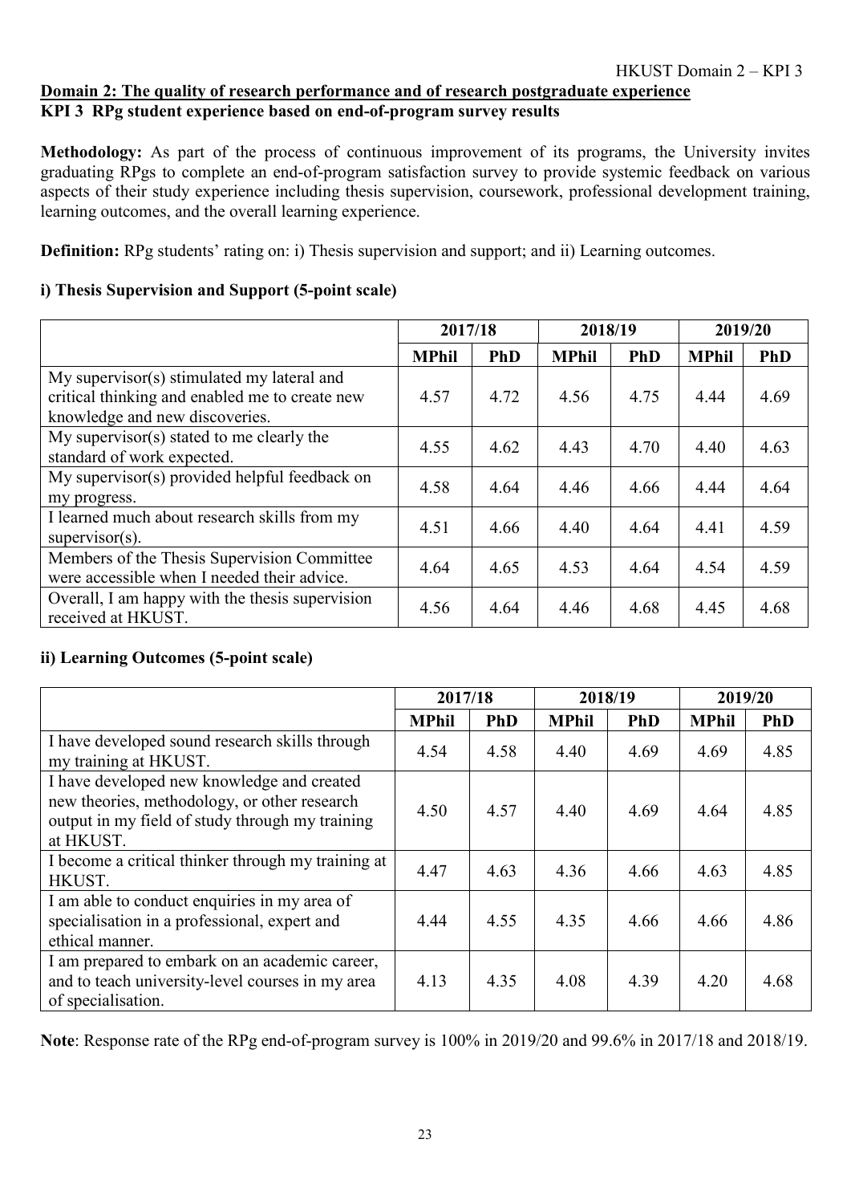**Domain 2: The quality of research performance and of research postgraduate experience**

**KPI 3 RPg student experience based on end-of-program survey results**

**Methodology:** As part of the process of continuous improvement of its programs, the University invites graduating RPgs to complete an end-of-program satisfaction survey to provide systemic feedback on various aspects of their study experience including thesis supervision, coursework, professional development training, learning outcomes, and the overall learning experience.

**Definition:** RPg students' rating on: i) Thesis supervision and support; and ii) Learning outcomes.

### i) Thesis Supervision and Support (5-point scale)

| | 2017/18 | | 2018/19 | | 2019/20 | |
|---|---|---|---|---|---|---|
| | **MPhil** | **PhD** | **MPhil** | **PhD** | **MPhil** | **PhD** |
| My supervisor(s) stimulated my lateral and critical thinking and enabled me to create new knowledge and new discoveries. | 4.57 | 4.72 | 4.56 | 4.75 | 4.44 | 4.69 |
| My supervisor(s) stated to me clearly the standard of work expected. | 4.55 | 4.62 | 4.43 | 4.70 | 4.40 | 4.63 |
| My supervisor(s) provided helpful feedback on my progress. | 4.58 | 4.64 | 4.46 | 4.66 | 4.44 | 4.64 |
| I learned much about research skills from my supervisor(s). | 4.51 | 4.66 | 4.40 | 4.64 | 4.41 | 4.59 |
| Members of the Thesis Supervision Committee were accessible when I needed their advice. | 4.64 | 4.65 | 4.53 | 4.64 | 4.54 | 4.59 |
| Overall, I am happy with the thesis supervision received at HKUST. | 4.56 | 4.64 | 4.46 | 4.68 | 4.45 | 4.68 |

### ii) Learning Outcomes (5-point scale)

| | 2017/18 | | 2018/19 | | 2019/20 | |
|---|---|---|---|---|---|---|
| | **MPhil** | **PhD** | **MPhil** | **PhD** | **MPhil** | **PhD** |
| I have developed sound research skills through my training at HKUST. | 4.54 | 4.58 | 4.40 | 4.69 | 4.69 | 4.85 |
| I have developed new knowledge and created new theories, methodology, or other research output in my field of study through my training at HKUST. | 4.50 | 4.57 | 4.40 | 4.69 | 4.64 | 4.85 |
| I become a critical thinker through my training at HKUST. | 4.47 | 4.63 | 4.36 | 4.66 | 4.63 | 4.85 |
| I am able to conduct enquiries in my area of specialisation in a professional, expert and ethical manner. | 4.44 | 4.55 | 4.35 | 4.66 | 4.66 | 4.86 |
| I am prepared to embark on an academic career, and to teach university-level courses in my area of specialisation. | 4.13 | 4.35 | 4.08 | 4.39 | 4.20 | 4.68 |

**Note**: Response rate of the RPg end-of-program survey is 100% in 2019/20 and 99.6% in 2017/18 and 2018/19.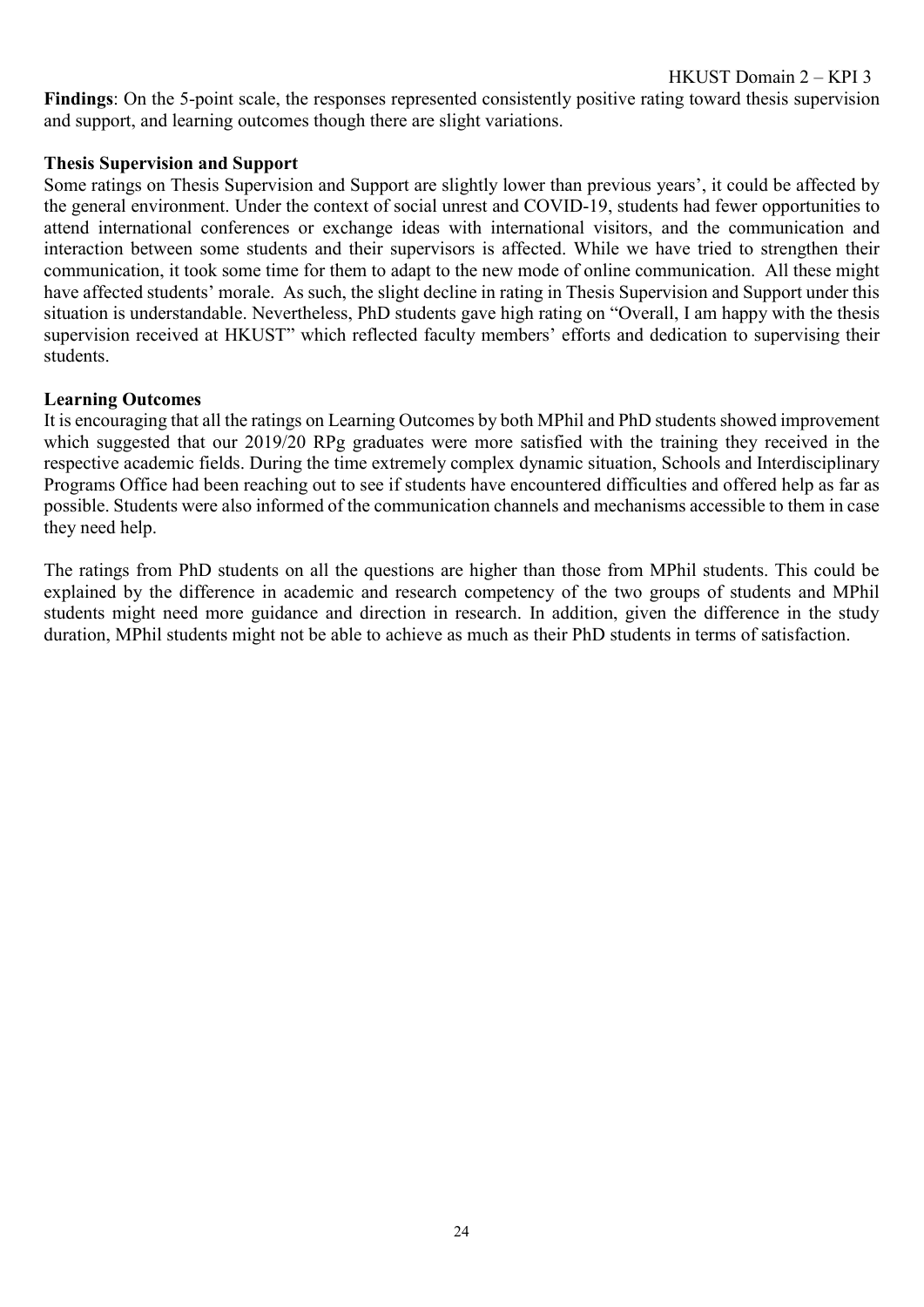**Findings**: On the 5-point scale, the responses represented consistently positive rating toward thesis supervision and support, and learning outcomes though there are slight variations.

**Thesis Supervision and Support**

Some ratings on Thesis Supervision and Support are slightly lower than previous years', it could be affected by the general environment. Under the context of social unrest and COVID-19, students had fewer opportunities to attend international conferences or exchange ideas with international visitors, and the communication and interaction between some students and their supervisors is affected. While we have tried to strengthen their communication, it took some time for them to adapt to the new mode of online communication. All these might have affected students' morale. As such, the slight decline in rating in Thesis Supervision and Support under this situation is understandable. Nevertheless, PhD students gave high rating on "Overall, I am happy with the thesis supervision received at HKUST" which reflected faculty members' efforts and dedication to supervising their students.

**Learning Outcomes**

It is encouraging that all the ratings on Learning Outcomes by both MPhil and PhD students showed improvement which suggested that our 2019/20 RPg graduates were more satisfied with the training they received in the respective academic fields. During the time extremely complex dynamic situation, Schools and Interdisciplinary Programs Office had been reaching out to see if students have encountered difficulties and offered help as far as possible. Students were also informed of the communication channels and mechanisms accessible to them in case they need help.

The ratings from PhD students on all the questions are higher than those from MPhil students. This could be explained by the difference in academic and research competency of the two groups of students and MPhil students might need more guidance and direction in research. In addition, given the difference in the study duration, MPhil students might not be able to achieve as much as their PhD students in terms of satisfaction.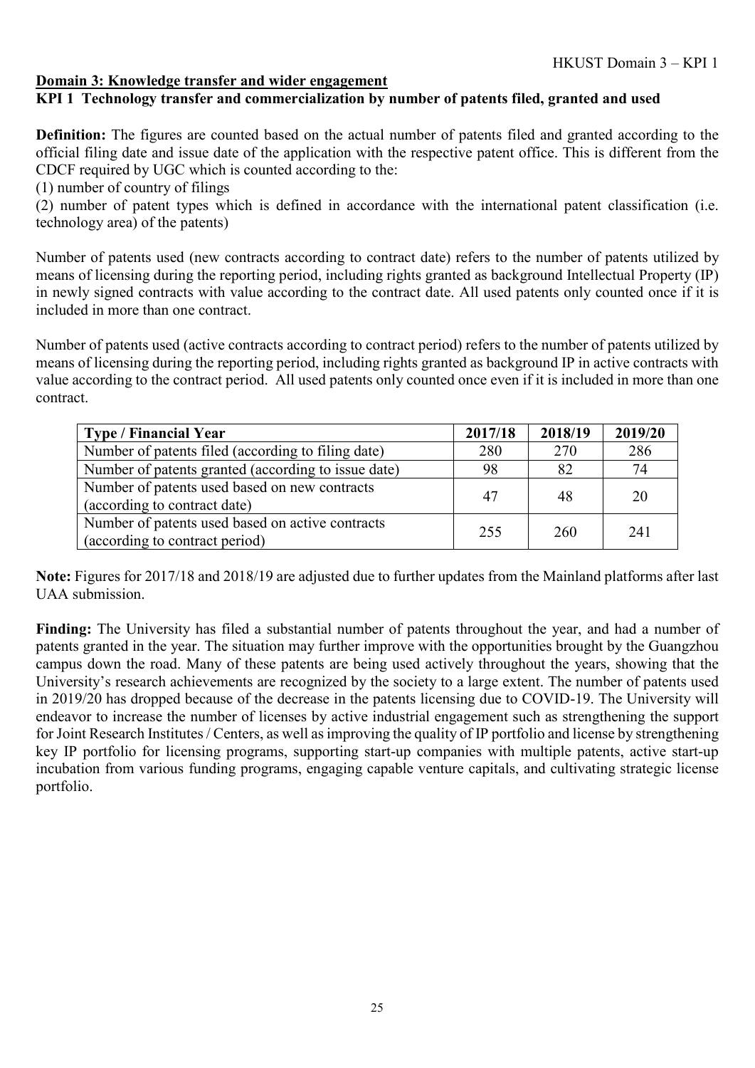## Domain 3: Knowledge transfer and wider engagement

### KPI 1 Technology transfer and commercialization by number of patents filed, granted and used

**Definition:** The figures are counted based on the actual number of patents filed and granted according to the official filing date and issue date of the application with the respective patent office. This is different from the CDCF required by UGC which is counted according to the:

(1) number of country of filings

(2) number of patent types which is defined in accordance with the international patent classification (i.e. technology area) of the patents)

Number of patents used (new contracts according to contract date) refers to the number of patents utilized by means of licensing during the reporting period, including rights granted as background Intellectual Property (IP) in newly signed contracts with value according to the contract date. All used patents only counted once if it is included in more than one contract.

Number of patents used (active contracts according to contract period) refers to the number of patents utilized by means of licensing during the reporting period, including rights granted as background IP in active contracts with value according to the contract period. All used patents only counted once even if it is included in more than one contract.

| Type / Financial Year | 2017/18 | 2018/19 | 2019/20 |
|---|---|---|---|
| Number of patents filed (according to filing date) | 280 | 270 | 286 |
| Number of patents granted (according to issue date) | 98 | 82 | 74 |
| Number of patents used based on new contracts (according to contract date) | 47 | 48 | 20 |
| Number of patents used based on active contracts (according to contract period) | 255 | 260 | 241 |

**Note:** Figures for 2017/18 and 2018/19 are adjusted due to further updates from the Mainland platforms after last UAA submission.

**Finding:** The University has filed a substantial number of patents throughout the year, and had a number of patents granted in the year. The situation may further improve with the opportunities brought by the Guangzhou campus down the road. Many of these patents are being used actively throughout the years, showing that the University's research achievements are recognized by the society to a large extent. The number of patents used in 2019/20 has dropped because of the decrease in the patents licensing due to COVID-19. The University will endeavor to increase the number of licenses by active industrial engagement such as strengthening the support for Joint Research Institutes / Centers, as well as improving the quality of IP portfolio and license by strengthening key IP portfolio for licensing programs, supporting start-up companies with multiple patents, active start-up incubation from various funding programs, engaging capable venture capitals, and cultivating strategic license portfolio.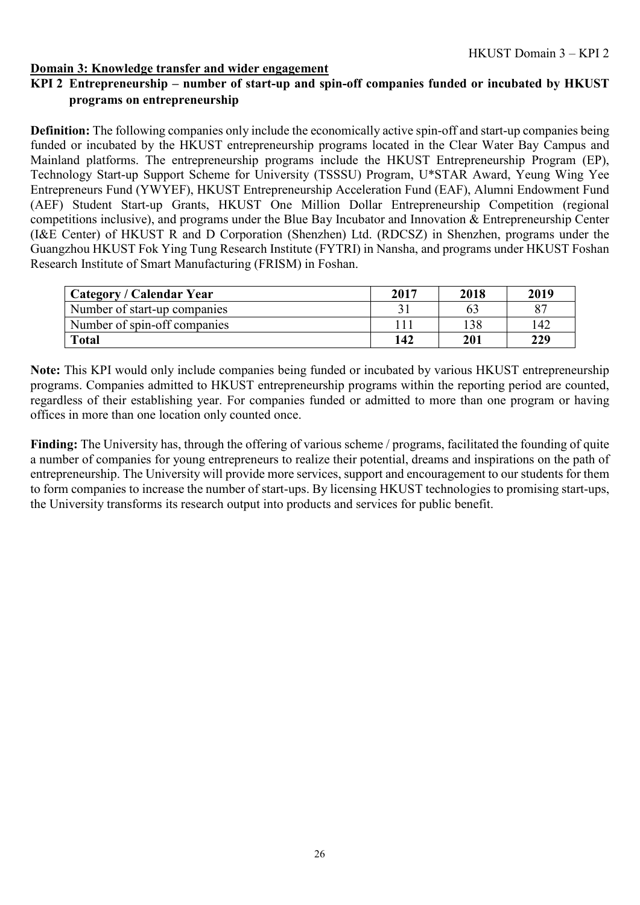## Domain 3: Knowledge transfer and wider engagement

### KPI 2 Entrepreneurship – number of start-up and spin-off companies funded or incubated by HKUST programs on entrepreneurship

**Definition:** The following companies only include the economically active spin-off and start-up companies being funded or incubated by the HKUST entrepreneurship programs located in the Clear Water Bay Campus and Mainland platforms. The entrepreneurship programs include the HKUST Entrepreneurship Program (EP), Technology Start-up Support Scheme for University (TSSSU) Program, U*STAR Award, Yeung Wing Yee Entrepreneurs Fund (YWYEF), HKUST Entrepreneurship Acceleration Fund (EAF), Alumni Endowment Fund (AEF) Student Start-up Grants, HKUST One Million Dollar Entrepreneurship Competition (regional competitions inclusive), and programs under the Blue Bay Incubator and Innovation & Entrepreneurship Center (I&E Center) of HKUST R and D Corporation (Shenzhen) Ltd. (RDCSZ) in Shenzhen, programs under the Guangzhou HKUST Fok Ying Tung Research Institute (FYTRI) in Nansha, and programs under HKUST Foshan Research Institute of Smart Manufacturing (FRISM) in Foshan.

| Category / Calendar Year | 2017 | 2018 | 2019 |
|---|---|---|---|
| Number of start-up companies | 31 | 63 | 87 |
| Number of spin-off companies | 111 | 138 | 142 |
| **Total** | **142** | **201** | **229** |

**Note:** This KPI would only include companies being funded or incubated by various HKUST entrepreneurship programs. Companies admitted to HKUST entrepreneurship programs within the reporting period are counted, regardless of their establishing year. For companies funded or admitted to more than one program or having offices in more than one location only counted once.

**Finding:** The University has, through the offering of various scheme / programs, facilitated the founding of quite a number of companies for young entrepreneurs to realize their potential, dreams and inspirations on the path of entrepreneurship. The University will provide more services, support and encouragement to our students for them to form companies to increase the number of start-ups. By licensing HKUST technologies to promising start-ups, the University transforms its research output into products and services for public benefit.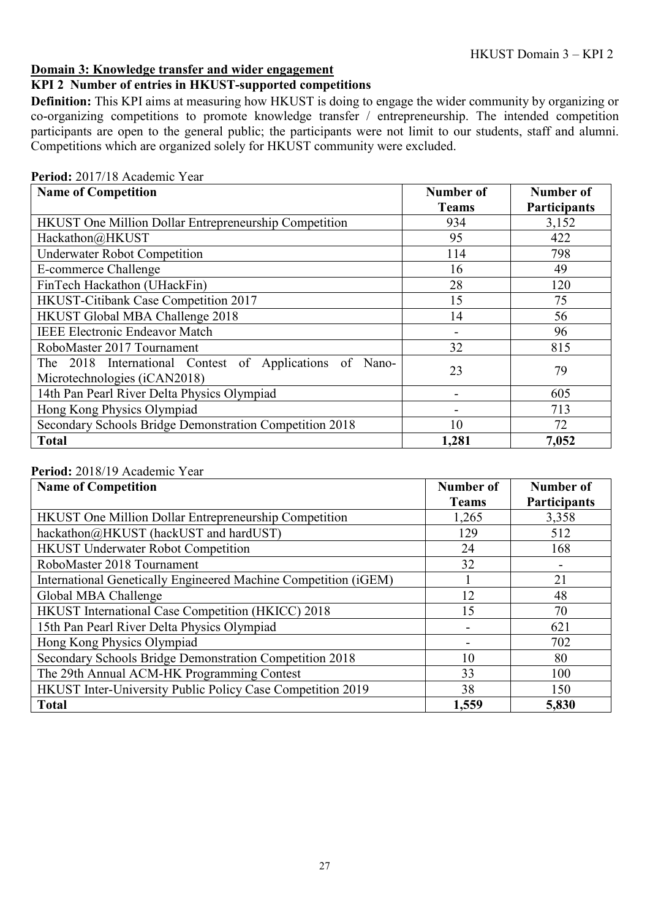## Domain 3: Knowledge transfer and wider engagement

### KPI 2 Number of entries in HKUST-supported competitions

**Definition:** This KPI aims at measuring how HKUST is doing to engage the wider community by organizing or co-organizing competitions to promote knowledge transfer / entrepreneurship. The intended competition participants are open to the general public; the participants were not limit to our students, staff and alumni. Competitions which are organized solely for HKUST community were excluded.

**Period:** 2017/18 Academic Year

| Name of Competition | Number of Teams | Number of Participants |
|---|---|---|
| HKUST One Million Dollar Entrepreneurship Competition | 934 | 3,152 |
| Hackathon@HKUST | 95 | 422 |
| Underwater Robot Competition | 114 | 798 |
| E-commerce Challenge | 16 | 49 |
| FinTech Hackathon (UHackFin) | 28 | 120 |
| HKUST-Citibank Case Competition 2017 | 15 | 75 |
| HKUST Global MBA Challenge 2018 | 14 | 56 |
| IEEE Electronic Endeavor Match | - | 96 |
| RoboMaster 2017 Tournament | 32 | 815 |
| The 2018 International Contest of Applications of Nano-Microtechnologies (iCAN2018) | 23 | 79 |
| 14th Pan Pearl River Delta Physics Olympiad | - | 605 |
| Hong Kong Physics Olympiad | - | 713 |
| Secondary Schools Bridge Demonstration Competition 2018 | 10 | 72 |
| **Total** | **1,281** | **7,052** |

**Period:** 2018/19 Academic Year

| Name of Competition | Number of Teams | Number of Participants |
|---|---|---|
| HKUST One Million Dollar Entrepreneurship Competition | 1,265 | 3,358 |
| hackathon@HKUST (hackUST and hardUST) | 129 | 512 |
| HKUST Underwater Robot Competition | 24 | 168 |
| RoboMaster 2018 Tournament | 32 | - |
| International Genetically Engineered Machine Competition (iGEM) | 1 | 21 |
| Global MBA Challenge | 12 | 48 |
| HKUST International Case Competition (HKICC) 2018 | 15 | 70 |
| 15th Pan Pearl River Delta Physics Olympiad | - | 621 |
| Hong Kong Physics Olympiad | - | 702 |
| Secondary Schools Bridge Demonstration Competition 2018 | 10 | 80 |
| The 29th Annual ACM-HK Programming Contest | 33 | 100 |
| HKUST Inter-University Public Policy Case Competition 2019 | 38 | 150 |
| **Total** | **1,559** | **5,830** |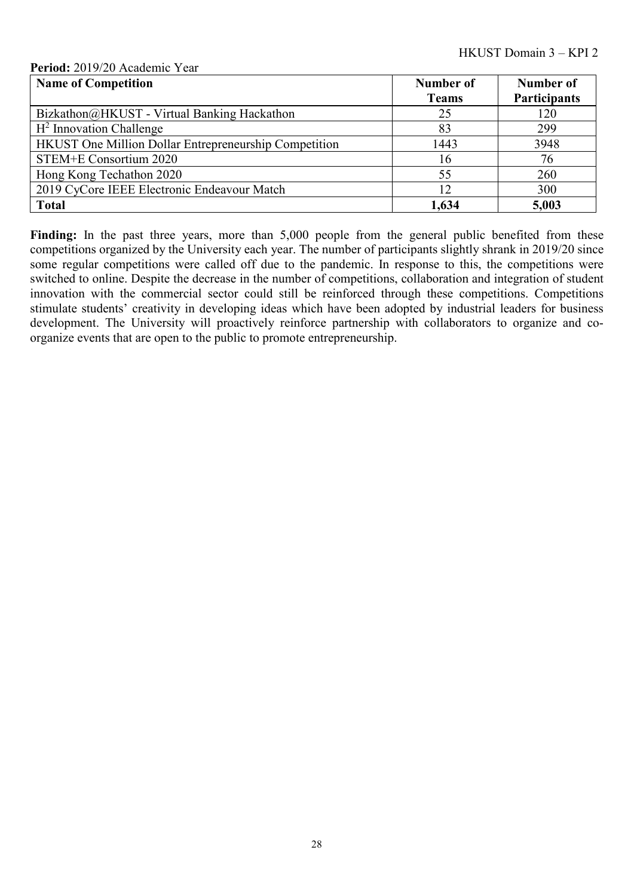**Period:** 2019/20 Academic Year

| Name of Competition | Number of Teams | Number of Participants |
|---|---|---|
| Bizkathon@HKUST - Virtual Banking Hackathon | 25 | 120 |
| $H^2$ Innovation Challenge | 83 | 299 |
| HKUST One Million Dollar Entrepreneurship Competition | 1443 | 3948 |
| STEM+E Consortium 2020 | 16 | 76 |
| Hong Kong Techathon 2020 | 55 | 260 |
| 2019 CyCore IEEE Electronic Endeavour Match | 12 | 300 |
| **Total** | **1,634** | **5,003** |

**Finding:** In the past three years, more than 5,000 people from the general public benefited from these competitions organized by the University each year. The number of participants slightly shrank in 2019/20 since some regular competitions were called off due to the pandemic. In response to this, the competitions were switched to online. Despite the decrease in the number of competitions, collaboration and integration of student innovation with the commercial sector could still be reinforced through these competitions. Competitions stimulate students' creativity in developing ideas which have been adopted by industrial leaders for business development. The University will proactively reinforce partnership with collaborators to organize and co-organize events that are open to the public to promote entrepreneurship.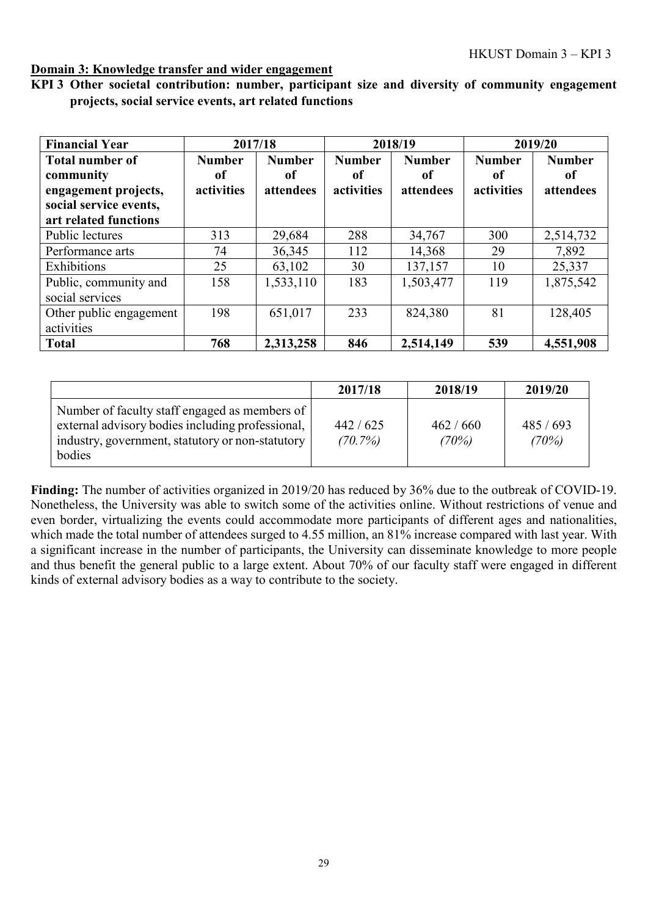**Domain 3: Knowledge transfer and wider engagement**

**KPI 3 Other societal contribution: number, participant size and diversity of community engagement projects, social service events, art related functions**

| **Financial Year** | **2017/18** | | **2018/19** | | **2019/20** | |
|---|---|---|---|---|---|---|
| **Total number of community engagement projects, social service events, art related functions** | **Number of activities** | **Number of attendees** | **Number of activities** | **Number of attendees** | **Number of activities** | **Number of attendees** |
| Public lectures | 313 | 29,684 | 288 | 34,767 | 300 | 2,514,732 |
| Performance arts | 74 | 36,345 | 112 | 14,368 | 29 | 7,892 |
| Exhibitions | 25 | 63,102 | 30 | 137,157 | 10 | 25,337 |
| Public, community and social services | 158 | 1,533,110 | 183 | 1,503,477 | 119 | 1,875,542 |
| Other public engagement activities | 198 | 651,017 | 233 | 824,380 | 81 | 128,405 |
| **Total** | **768** | **2,313,258** | **846** | **2,514,149** | **539** | **4,551,908** |

| | **2017/18** | **2018/19** | **2019/20** |
|---|---|---|---|
| Number of faculty staff engaged as members of external advisory bodies including professional, industry, government, statutory or non-statutory bodies | 442 / 625 *(70.7%)* | 462 / 660 *(70%)* | 485 / 693 *(70%)* |

**Finding:** The number of activities organized in 2019/20 has reduced by 36% due to the outbreak of COVID-19. Nonetheless, the University was able to switch some of the activities online. Without restrictions of venue and even border, virtualizing the events could accommodate more participants of different ages and nationalities, which made the total number of attendees surged to 4.55 million, an 81% increase compared with last year. With a significant increase in the number of participants, the University can disseminate knowledge to more people and thus benefit the general public to a large extent. About 70% of our faculty staff were engaged in different kinds of external advisory bodies as a way to contribute to the society.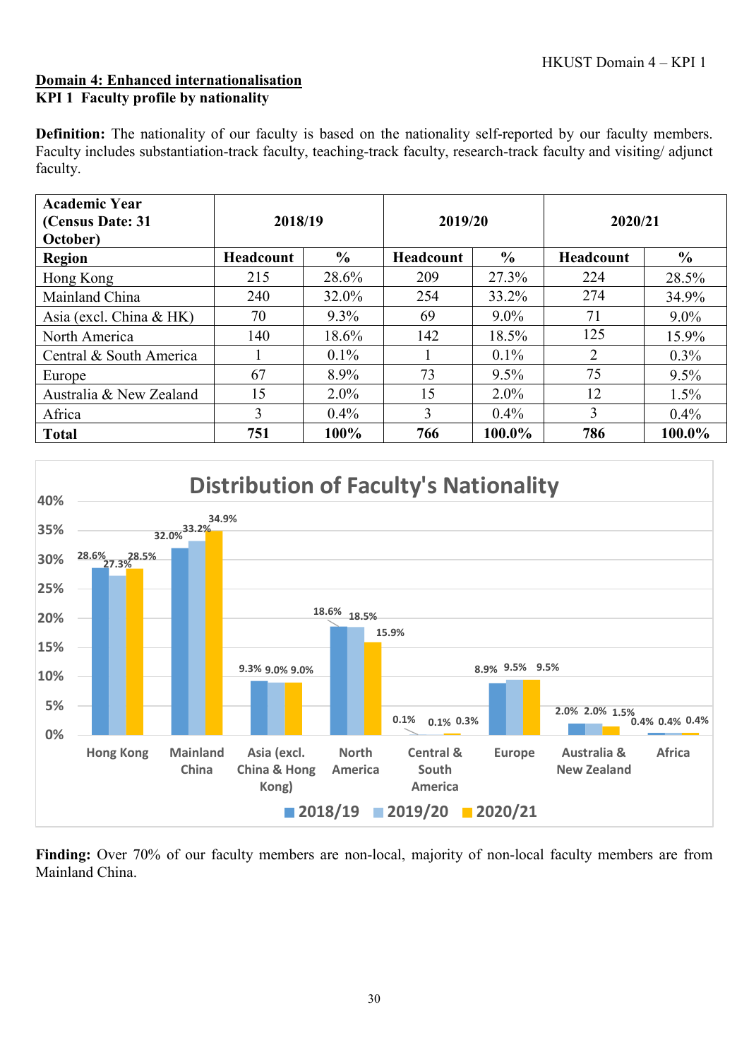**Domain 4: Enhanced internationalisation**

**KPI 1 Faculty profile by nationality**

**Definition:** The nationality of our faculty is based on the nationality self-reported by our faculty members. Faculty includes substantiation-track faculty, teaching-track faculty, research-track faculty and visiting/ adjunct faculty.

| **Academic Year (Census Date: 31 October)** | **2018/19** | | **2019/20** | | **2020/21** | |
|---|---|---|---|---|---|---|
| **Region** | **Headcount** | **%** | **Headcount** | **%** | **Headcount** | **%** |
| Hong Kong | 215 | 28.6% | 209 | 27.3% | 224 | 28.5% |
| Mainland China | 240 | 32.0% | 254 | 33.2% | 274 | 34.9% |
| Asia (excl. China & HK) | 70 | 9.3% | 69 | 9.0% | 71 | 9.0% |
| North America | 140 | 18.6% | 142 | 18.5% | 125 | 15.9% |
| Central & South America | 1 | 0.1% | 1 | 0.1% | 2 | 0.3% |
| Europe | 67 | 8.9% | 73 | 9.5% | 75 | 9.5% |
| Australia & New Zealand | 15 | 2.0% | 15 | 2.0% | 12 | 1.5% |
| Africa | 3 | 0.4% | 3 | 0.4% | 3 | 0.4% |
| **Total** | **751** | **100%** | **766** | **100.0%** | **786** | **100.0%** |

**Distribution of Faculty's Nationality**

| Region | 2018/19 | 2019/20 | 2020/21 |
|---|---|---|---|
| Hong Kong | 28.6% | 27.3% | 28.5% |
| Mainland China | 32.0% | 33.2% | 34.9% |
| Asia (excl. China & Hong Kong) | 9.3% | 9.0% | 9.0% |
| North America | 18.6% | 18.5% | 15.9% |
| Central & South America | 0.1% | 0.1% | 0.3% |
| Europe | 8.9% | 9.5% | 9.5% |
| Australia & New Zealand | 2.0% | 2.0% | 1.5% |
| Africa | 0.4% | 0.4% | 0.4% |

**Finding:** Over 70% of our faculty members are non-local, majority of non-local faculty members are from Mainland China.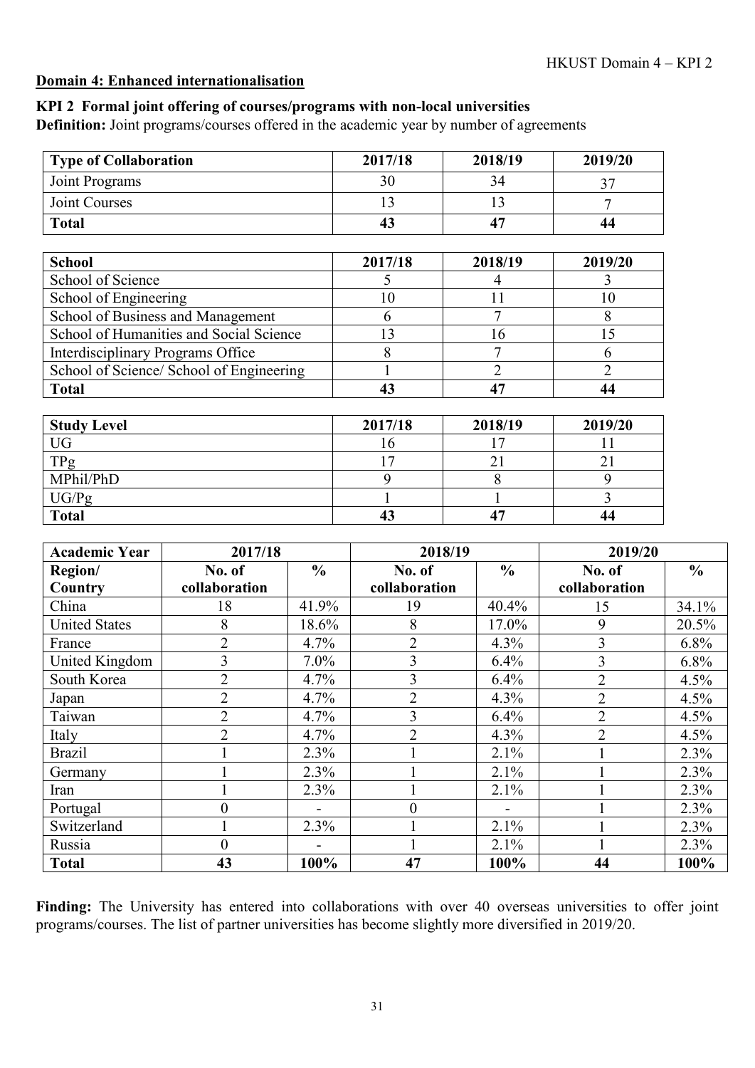## Domain 4: Enhanced internationalisation

### KPI 2 Formal joint offering of courses/programs with non-local universities

**Definition:** Joint programs/courses offered in the academic year by number of agreements

| **Type of Collaboration** | **2017/18** | **2018/19** | **2019/20** |
|---|---|---|---|
| Joint Programs | 30 | 34 | 37 |
| Joint Courses | 13 | 13 | 7 |
| **Total** | **43** | **47** | **44** |

| **School** | **2017/18** | **2018/19** | **2019/20** |
|---|---|---|---|
| School of Science | 5 | 4 | 3 |
| School of Engineering | 10 | 11 | 10 |
| School of Business and Management | 6 | 7 | 8 |
| School of Humanities and Social Science | 13 | 16 | 15 |
| Interdisciplinary Programs Office | 8 | 7 | 6 |
| School of Science/ School of Engineering | 1 | 2 | 2 |
| **Total** | **43** | **47** | **44** |

| **Study Level** | **2017/18** | **2018/19** | **2019/20** |
|---|---|---|---|
| UG | 16 | 17 | 11 |
| TPg | 17 | 21 | 21 |
| MPhil/PhD | 9 | 8 | 9 |
| UG/Pg | 1 | 1 | 3 |
| **Total** | **43** | **47** | **44** |

| **Academic Year** | **2017/18** | | **2018/19** | | **2019/20** | |
|---|---|---|---|---|---|---|
| **Region/ Country** | **No. of collaboration** | **%** | **No. of collaboration** | **%** | **No. of collaboration** | **%** |
| China | 18 | 41.9% | 19 | 40.4% | 15 | 34.1% |
| United States | 8 | 18.6% | 8 | 17.0% | 9 | 20.5% |
| France | 2 | 4.7% | 2 | 4.3% | 3 | 6.8% |
| United Kingdom | 3 | 7.0% | 3 | 6.4% | 3 | 6.8% |
| South Korea | 2 | 4.7% | 3 | 6.4% | 2 | 4.5% |
| Japan | 2 | 4.7% | 2 | 4.3% | 2 | 4.5% |
| Taiwan | 2 | 4.7% | 3 | 6.4% | 2 | 4.5% |
| Italy | 2 | 4.7% | 2 | 4.3% | 2 | 4.5% |
| Brazil | 1 | 2.3% | 1 | 2.1% | 1 | 2.3% |
| Germany | 1 | 2.3% | 1 | 2.1% | 1 | 2.3% |
| Iran | 1 | 2.3% | 1 | 2.1% | 1 | 2.3% |
| Portugal | 0 | - | 0 | - | 1 | 2.3% |
| Switzerland | 1 | 2.3% | 1 | 2.1% | 1 | 2.3% |
| Russia | 0 | - | 1 | 2.1% | 1 | 2.3% |
| **Total** | **43** | **100%** | **47** | **100%** | **44** | **100%** |

**Finding:** The University has entered into collaborations with over 40 overseas universities to offer joint programs/courses. The list of partner universities has become slightly more diversified in 2019/20.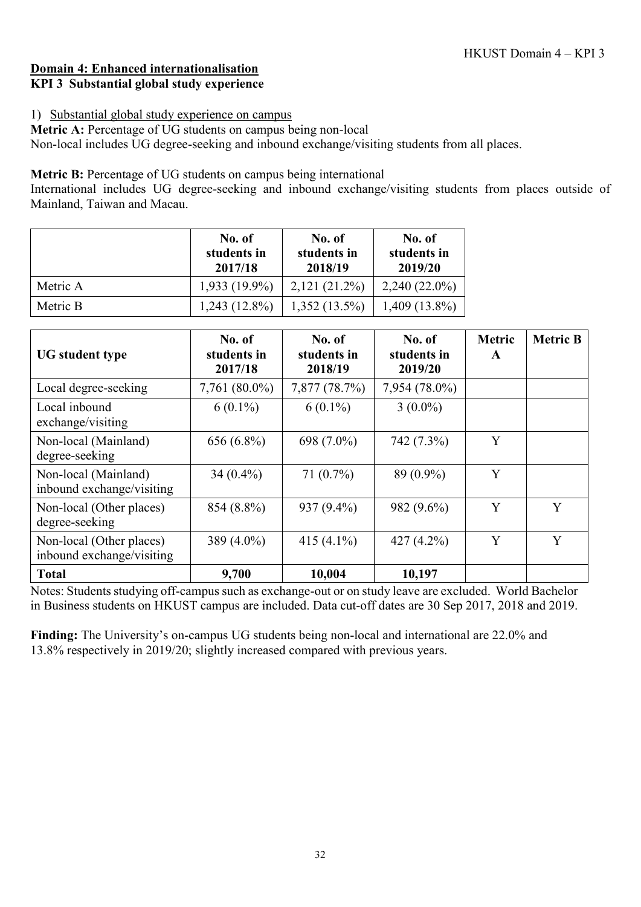**Domain 4: Enhanced internationalisation**

**KPI 3 Substantial global study experience**

1) Substantial global study experience on campus

**Metric A:** Percentage of UG students on campus being non-local
Non-local includes UG degree-seeking and inbound exchange/visiting students from all places.

**Metric B:** Percentage of UG students on campus being international
International includes UG degree-seeking and inbound exchange/visiting students from places outside of Mainland, Taiwan and Macau.

| | No. of students in 2017/18 | No. of students in 2018/19 | No. of students in 2019/20 |
|---|---|---|---|
| Metric A | 1,933 (19.9%) | 2,121 (21.2%) | 2,240 (22.0%) |
| Metric B | 1,243 (12.8%) | 1,352 (13.5%) | 1,409 (13.8%) |

| UG student type | No. of students in 2017/18 | No. of students in 2018/19 | No. of students in 2019/20 | Metric A | Metric B |
|---|---|---|---|---|---|
| Local degree-seeking | 7,761 (80.0%) | 7,877 (78.7%) | 7,954 (78.0%) | | |
| Local inbound exchange/visiting | 6 (0.1%) | 6 (0.1%) | 3 (0.0%) | | |
| Non-local (Mainland) degree-seeking | 656 (6.8%) | 698 (7.0%) | 742 (7.3%) | Y | |
| Non-local (Mainland) inbound exchange/visiting | 34 (0.4%) | 71 (0.7%) | 89 (0.9%) | Y | |
| Non-local (Other places) degree-seeking | 854 (8.8%) | 937 (9.4%) | 982 (9.6%) | Y | Y |
| Non-local (Other places) inbound exchange/visiting | 389 (4.0%) | 415 (4.1%) | 427 (4.2%) | Y | Y |
| **Total** | **9,700** | **10,004** | **10,197** | | |

Notes: Students studying off-campus such as exchange-out or on study leave are excluded. World Bachelor in Business students on HKUST campus are included. Data cut-off dates are 30 Sep 2017, 2018 and 2019.

**Finding:** The University's on-campus UG students being non-local and international are 22.0% and 13.8% respectively in 2019/20; slightly increased compared with previous years.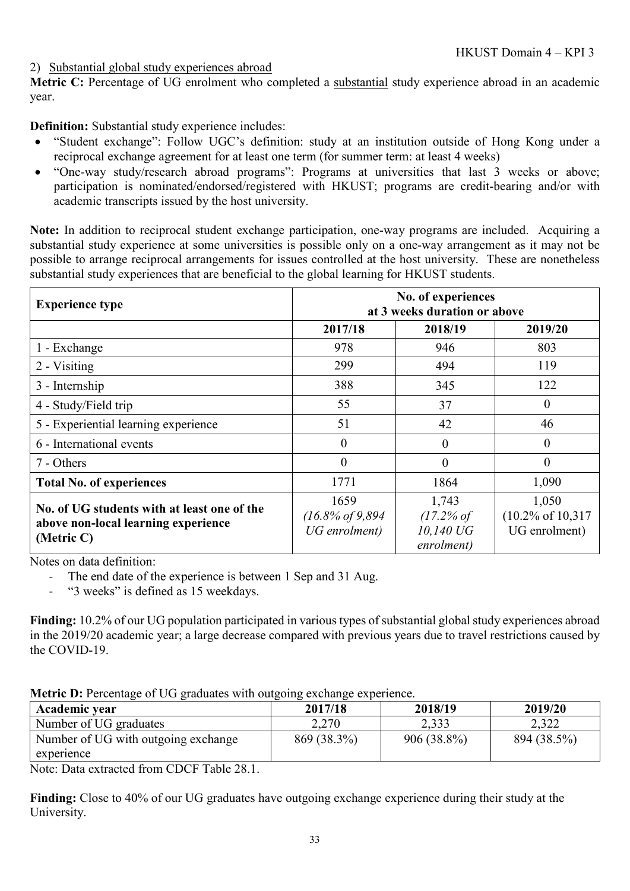2) Substantial global study experiences abroad

**Metric C:** Percentage of UG enrolment who completed a substantial study experience abroad in an academic year.

**Definition:** Substantial study experience includes:

- "Student exchange": Follow UGC's definition: study at an institution outside of Hong Kong under a reciprocal exchange agreement for at least one term (for summer term: at least 4 weeks)
- "One-way study/research abroad programs": Programs at universities that last 3 weeks or above; participation is nominated/endorsed/registered with HKUST; programs are credit-bearing and/or with academic transcripts issued by the host university.

**Note:** In addition to reciprocal student exchange participation, one-way programs are included. Acquiring a substantial study experience at some universities is possible only on a one-way arrangement as it may not be possible to arrange reciprocal arrangements for issues controlled at the host university. These are nonetheless substantial study experiences that are beneficial to the global learning for HKUST students.

| **Experience type** | **No. of experiences at 3 weeks duration or above** | | |
|---|---|---|---|
| | **2017/18** | **2018/19** | **2019/20** |
| 1 - Exchange | 978 | 946 | 803 |
| 2 - Visiting | 299 | 494 | 119 |
| 3 - Internship | 388 | 345 | 122 |
| 4 - Study/Field trip | 55 | 37 | 0 |
| 5 - Experiential learning experience | 51 | 42 | 46 |
| 6 - International events | 0 | 0 | 0 |
| 7 - Others | 0 | 0 | 0 |
| **Total No. of experiences** | 1771 | 1864 | 1,090 |
| **No. of UG students with at least one of the above non-local learning experience (Metric C)** | 1659 *(16.8% of 9,894 UG enrolment)* | 1,743 *(17.2% of 10,140 UG enrolment)* | 1,050 (10.2% of 10,317 UG enrolment) |

Notes on data definition:

- The end date of the experience is between 1 Sep and 31 Aug.
- "3 weeks" is defined as 15 weekdays.

**Finding:** 10.2% of our UG population participated in various types of substantial global study experiences abroad in the 2019/20 academic year; a large decrease compared with previous years due to travel restrictions caused by the COVID-19.

**Metric D:** Percentage of UG graduates with outgoing exchange experience.

| **Academic year** | **2017/18** | **2018/19** | **2019/20** |
|---|---|---|---|
| Number of UG graduates | 2,270 | 2,333 | 2,322 |
| Number of UG with outgoing exchange experience | 869 (38.3%) | 906 (38.8%) | 894 (38.5%) |

Note: Data extracted from CDCF Table 28.1.

**Finding:** Close to 40% of our UG graduates have outgoing exchange experience during their study at the University.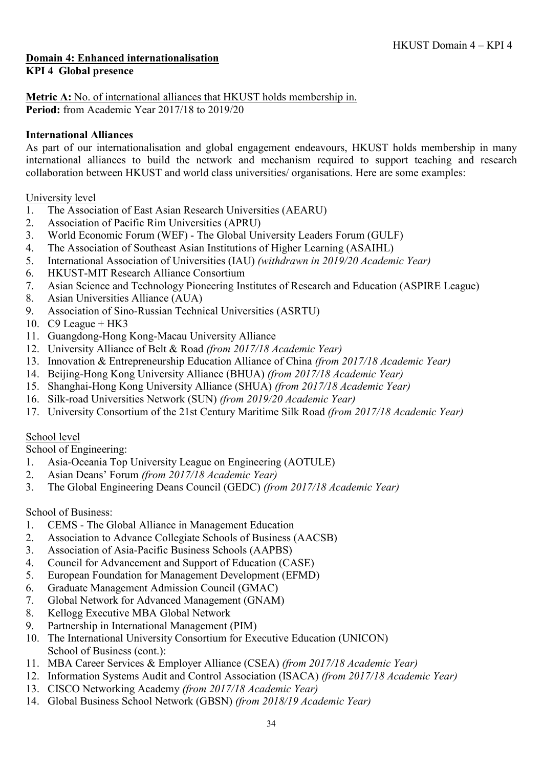**Domain 4: Enhanced internationalisation**

**KPI 4 Global presence**

**Metric A:** No. of international alliances that HKUST holds membership in.
**Period:** from Academic Year 2017/18 to 2019/20

**International Alliances**

As part of our internationalisation and global engagement endeavours, HKUST holds membership in many international alliances to build the network and mechanism required to support teaching and research collaboration between HKUST and world class universities/ organisations. Here are some examples:

University level

1. The Association of East Asian Research Universities (AEARU)
2. Association of Pacific Rim Universities (APRU)
3. World Economic Forum (WEF) - The Global University Leaders Forum (GULF)
4. The Association of Southeast Asian Institutions of Higher Learning (ASAIHL)
5. International Association of Universities (IAU) *(withdrawn in 2019/20 Academic Year)*
6. HKUST-MIT Research Alliance Consortium
7. Asian Science and Technology Pioneering Institutes of Research and Education (ASPIRE League)
8. Asian Universities Alliance (AUA)
9. Association of Sino-Russian Technical Universities (ASRTU)
10. C9 League + HK3
11. Guangdong-Hong Kong-Macau University Alliance
12. University Alliance of Belt & Road *(from 2017/18 Academic Year)*
13. Innovation & Entrepreneurship Education Alliance of China *(from 2017/18 Academic Year)*
14. Beijing-Hong Kong University Alliance (BHUA) *(from 2017/18 Academic Year)*
15. Shanghai-Hong Kong University Alliance (SHUA) *(from 2017/18 Academic Year)*
16. Silk-road Universities Network (SUN) *(from 2019/20 Academic Year)*
17. University Consortium of the 21st Century Maritime Silk Road *(from 2017/18 Academic Year)*

School level

School of Engineering:

1. Asia-Oceania Top University League on Engineering (AOTULE)
2. Asian Deans' Forum *(from 2017/18 Academic Year)*
3. The Global Engineering Deans Council (GEDC) *(from 2017/18 Academic Year)*

School of Business:

1. CEMS - The Global Alliance in Management Education
2. Association to Advance Collegiate Schools of Business (AACSB)
3. Association of Asia-Pacific Business Schools (AAPBS)
4. Council for Advancement and Support of Education (CASE)
5. European Foundation for Management Development (EFMD)
6. Graduate Management Admission Council (GMAC)
7. Global Network for Advanced Management (GNAM)
8. Kellogg Executive MBA Global Network
9. Partnership in International Management (PIM)
10. The International University Consortium for Executive Education (UNICON)

School of Business (cont.):

11. MBA Career Services & Employer Alliance (CSEA) *(from 2017/18 Academic Year)*
12. Information Systems Audit and Control Association (ISACA) *(from 2017/18 Academic Year)*
13. CISCO Networking Academy *(from 2017/18 Academic Year)*
14. Global Business School Network (GBSN) *(from 2018/19 Academic Year)*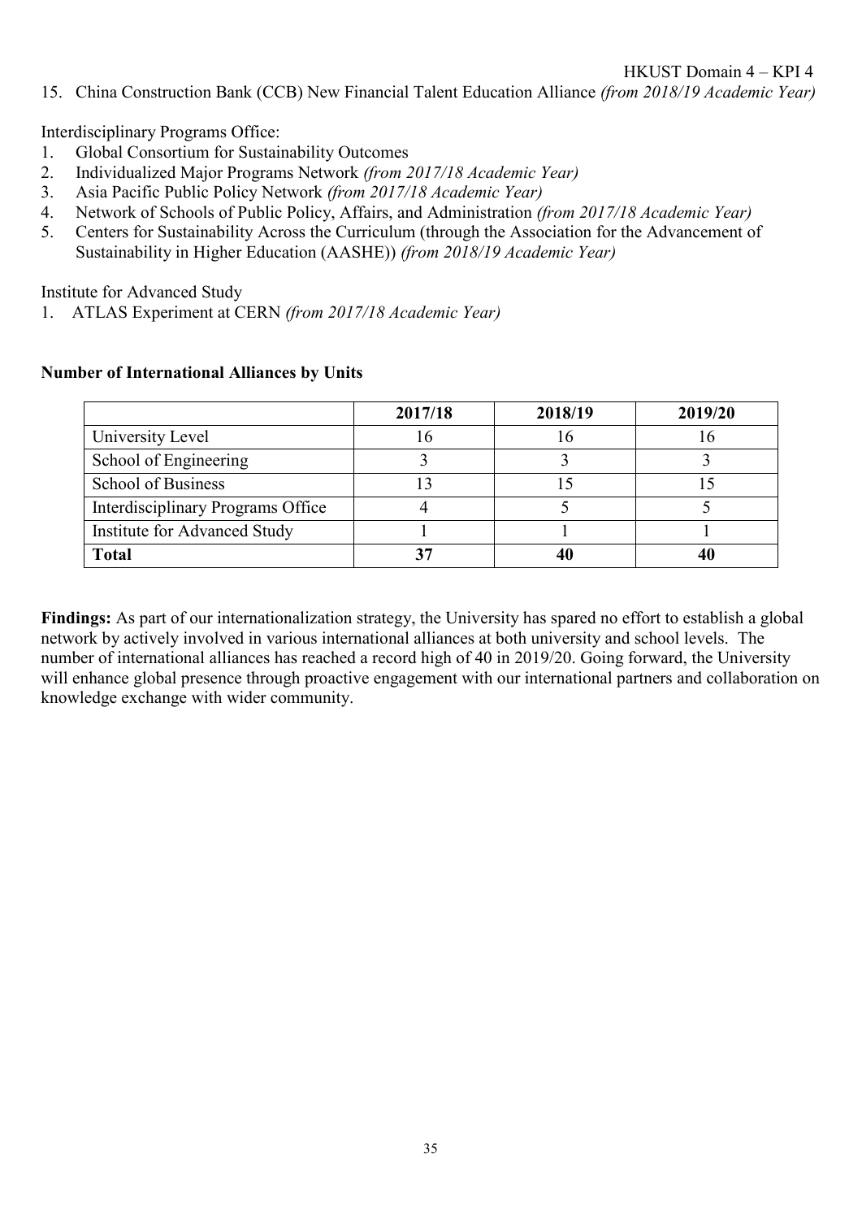15. China Construction Bank (CCB) New Financial Talent Education Alliance *(from 2018/19 Academic Year)*

Interdisciplinary Programs Office:
1. Global Consortium for Sustainability Outcomes
2. Individualized Major Programs Network *(from 2017/18 Academic Year)*
3. Asia Pacific Public Policy Network *(from 2017/18 Academic Year)*
4. Network of Schools of Public Policy, Affairs, and Administration *(from 2017/18 Academic Year)*
5. Centers for Sustainability Across the Curriculum (through the Association for the Advancement of Sustainability in Higher Education (AASHE)) *(from 2018/19 Academic Year)*

Institute for Advanced Study
1. ATLAS Experiment at CERN *(from 2017/18 Academic Year)*

**Number of International Alliances by Units**

| | 2017/18 | 2018/19 | 2019/20 |
|---|---|---|---|
| University Level | 16 | 16 | 16 |
| School of Engineering | 3 | 3 | 3 |
| School of Business | 13 | 15 | 15 |
| Interdisciplinary Programs Office | 4 | 5 | 5 |
| Institute for Advanced Study | 1 | 1 | 1 |
| **Total** | **37** | **40** | **40** |

**Findings:** As part of our internationalization strategy, the University has spared no effort to establish a global network by actively involved in various international alliances at both university and school levels. The number of international alliances has reached a record high of 40 in 2019/20. Going forward, the University will enhance global presence through proactive engagement with our international partners and collaboration on knowledge exchange with wider community.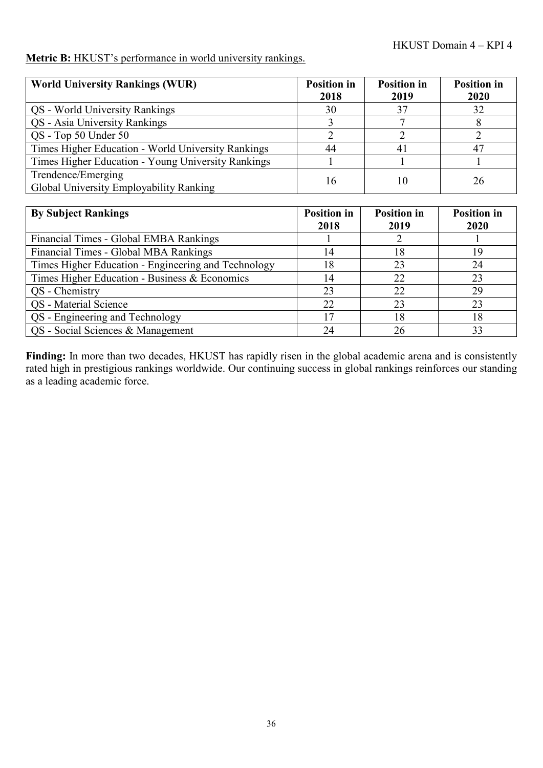**Metric B:** HKUST's performance in world university rankings.

| World University Rankings (WUR) | Position in 2018 | Position in 2019 | Position in 2020 |
|---|---|---|---|
| QS - World University Rankings | 30 | 37 | 32 |
| QS - Asia University Rankings | 3 | 7 | 8 |
| QS - Top 50 Under 50 | 2 | 2 | 2 |
| Times Higher Education - World University Rankings | 44 | 41 | 47 |
| Times Higher Education - Young University Rankings | 1 | 1 | 1 |
| Trendence/Emerging Global University Employability Ranking | 16 | 10 | 26 |

| By Subject Rankings | Position in 2018 | Position in 2019 | Position in 2020 |
|---|---|---|---|
| Financial Times - Global EMBA Rankings | 1 | 2 | 1 |
| Financial Times - Global MBA Rankings | 14 | 18 | 19 |
| Times Higher Education - Engineering and Technology | 18 | 23 | 24 |
| Times Higher Education - Business & Economics | 14 | 22 | 23 |
| QS - Chemistry | 23 | 22 | 29 |
| QS - Material Science | 22 | 23 | 23 |
| QS - Engineering and Technology | 17 | 18 | 18 |
| QS - Social Sciences & Management | 24 | 26 | 33 |

**Finding:** In more than two decades, HKUST has rapidly risen in the global academic arena and is consistently rated high in prestigious rankings worldwide. Our continuing success in global rankings reinforces our standing as a leading academic force.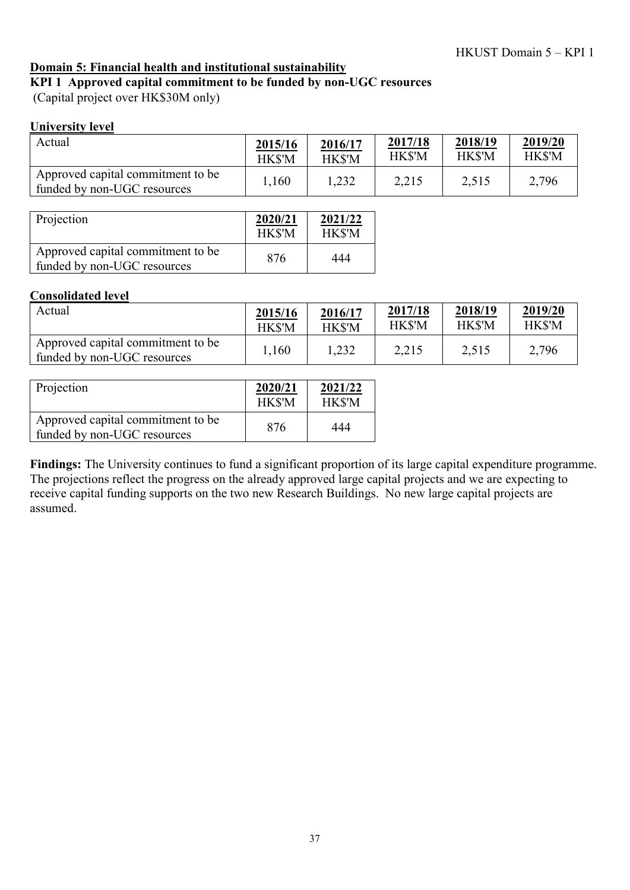## Domain 5: Financial health and institutional sustainability

### KPI 1 Approved capital commitment to be funded by non-UGC resources

(Capital project over HK$30M only)

**University level**

| Actual | 2015/16 HK$'M | 2016/17 HK$'M | 2017/18 HK$'M | 2018/19 HK$'M | 2019/20 HK$'M |
|---|---|---|---|---|---|
| Approved capital commitment to be funded by non-UGC resources | 1,160 | 1,232 | 2,215 | 2,515 | 2,796 |

| Projection | 2020/21 HK$'M | 2021/22 HK$'M |
|---|---|---|
| Approved capital commitment to be funded by non-UGC resources | 876 | 444 |

**Consolidated level**

| Actual | 2015/16 HK$'M | 2016/17 HK$'M | 2017/18 HK$'M | 2018/19 HK$'M | 2019/20 HK$'M |
|---|---|---|---|---|---|
| Approved capital commitment to be funded by non-UGC resources | 1,160 | 1,232 | 2,215 | 2,515 | 2,796 |

| Projection | 2020/21 HK$'M | 2021/22 HK$'M |
|---|---|---|
| Approved capital commitment to be funded by non-UGC resources | 876 | 444 |

**Findings:** The University continues to fund a significant proportion of its large capital expenditure programme. The projections reflect the progress on the already approved large capital projects and we are expecting to receive capital funding supports on the two new Research Buildings. No new large capital projects are assumed.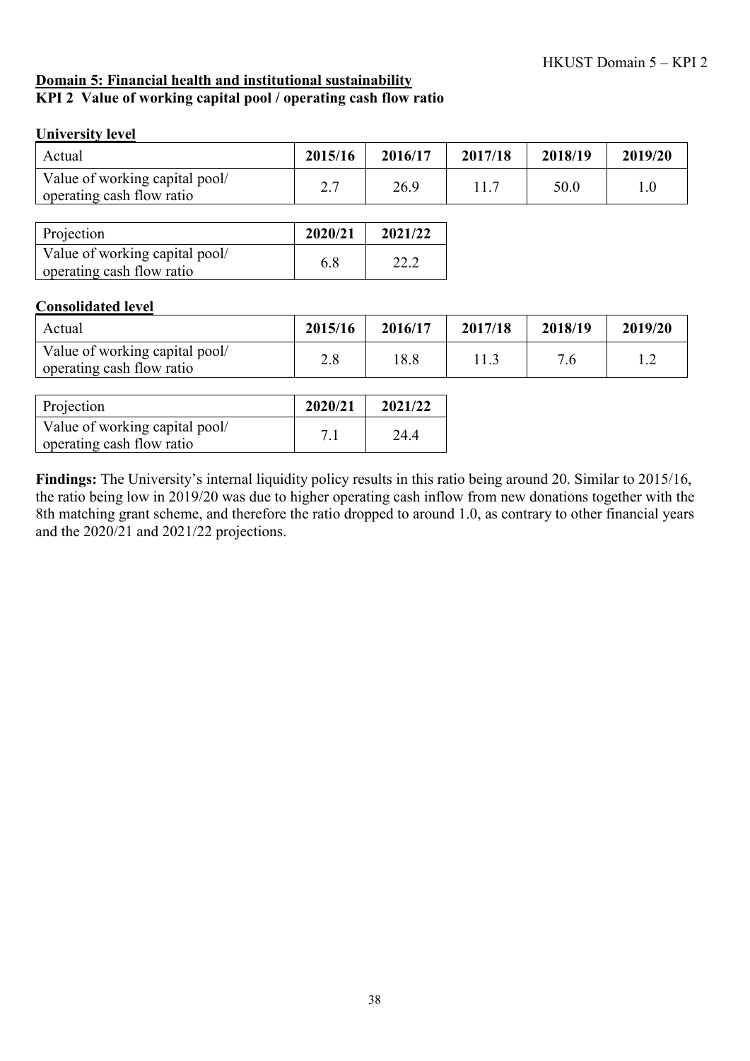**Domain 5: Financial health and institutional sustainability**

**KPI 2 Value of working capital pool / operating cash flow ratio**

**University level**

| Actual | 2015/16 | 2016/17 | 2017/18 | 2018/19 | 2019/20 |
|---|---|---|---|---|---|
| Value of working capital pool/ operating cash flow ratio | 2.7 | 26.9 | 11.7 | 50.0 | 1.0 |

| Projection | 2020/21 | 2021/22 |
|---|---|---|
| Value of working capital pool/ operating cash flow ratio | 6.8 | 22.2 |

**Consolidated level**

| Actual | 2015/16 | 2016/17 | 2017/18 | 2018/19 | 2019/20 |
|---|---|---|---|---|---|
| Value of working capital pool/ operating cash flow ratio | 2.8 | 18.8 | 11.3 | 7.6 | 1.2 |

| Projection | 2020/21 | 2021/22 |
|---|---|---|
| Value of working capital pool/ operating cash flow ratio | 7.1 | 24.4 |

**Findings:** The University's internal liquidity policy results in this ratio being around 20. Similar to 2015/16, the ratio being low in 2019/20 was due to higher operating cash inflow from new donations together with the 8th matching grant scheme, and therefore the ratio dropped to around 1.0, as contrary to other financial years and the 2020/21 and 2021/22 projections.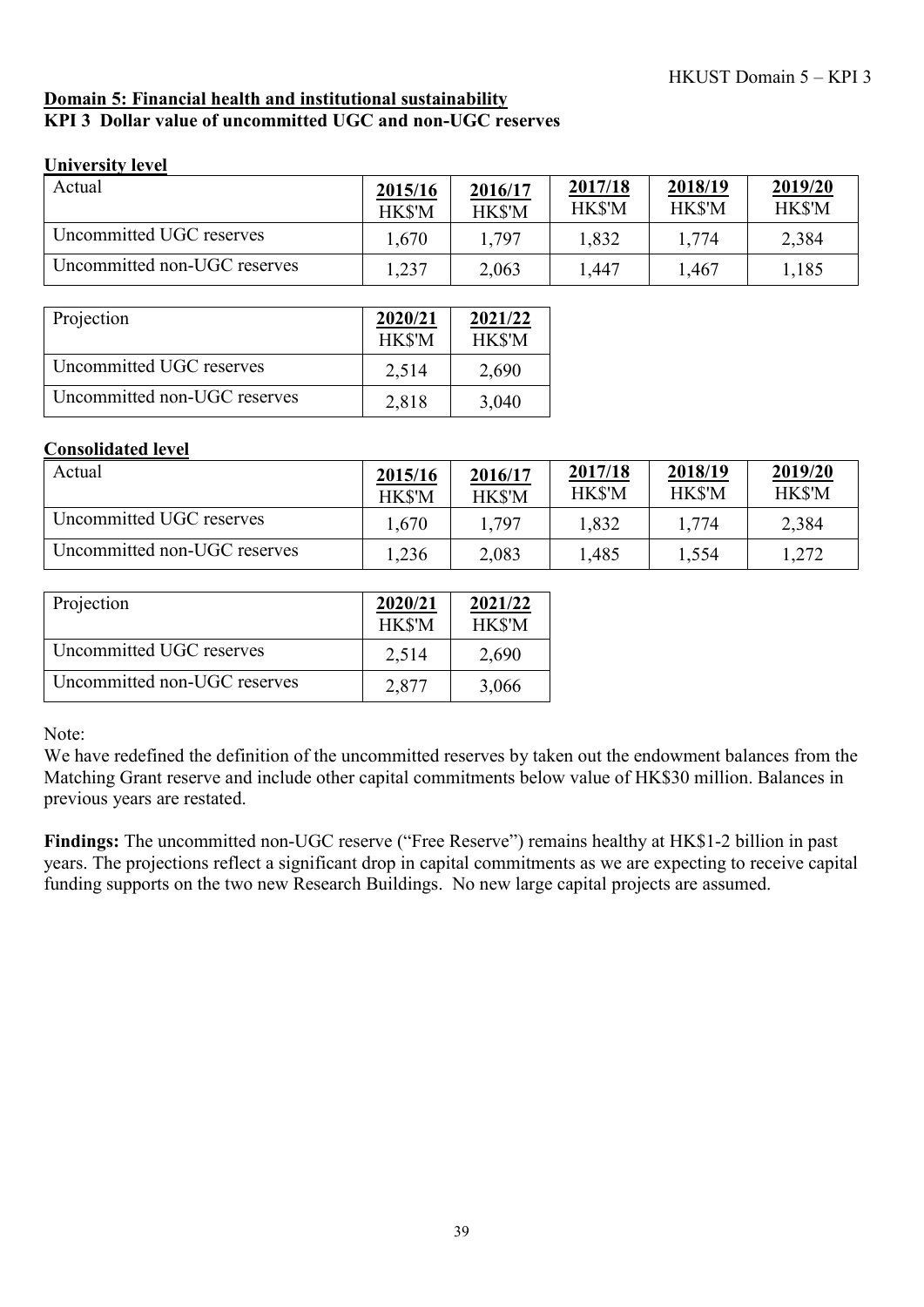## Domain 5: Financial health and institutional sustainability

### KPI 3 Dollar value of uncommitted UGC and non-UGC reserves

**University level**

| Actual | 2015/16 HK$'M | 2016/17 HK$'M | 2017/18 HK$'M | 2018/19 HK$'M | 2019/20 HK$'M |
|---|---|---|---|---|---|
| Uncommitted UGC reserves | 1,670 | 1,797 | 1,832 | 1,774 | 2,384 |
| Uncommitted non-UGC reserves | 1,237 | 2,063 | 1,447 | 1,467 | 1,185 |

| Projection | 2020/21 HK$'M | 2021/22 HK$'M |
|---|---|---|
| Uncommitted UGC reserves | 2,514 | 2,690 |
| Uncommitted non-UGC reserves | 2,818 | 3,040 |

**Consolidated level**

| Actual | 2015/16 HK$'M | 2016/17 HK$'M | 2017/18 HK$'M | 2018/19 HK$'M | 2019/20 HK$'M |
|---|---|---|---|---|---|
| Uncommitted UGC reserves | 1,670 | 1,797 | 1,832 | 1,774 | 2,384 |
| Uncommitted non-UGC reserves | 1,236 | 2,083 | 1,485 | 1,554 | 1,272 |

| Projection | 2020/21 HK$'M | 2021/22 HK$'M |
|---|---|---|
| Uncommitted UGC reserves | 2,514 | 2,690 |
| Uncommitted non-UGC reserves | 2,877 | 3,066 |

Note:
We have redefined the definition of the uncommitted reserves by taken out the endowment balances from the Matching Grant reserve and include other capital commitments below value of HK$30 million. Balances in previous years are restated.

**Findings:** The uncommitted non-UGC reserve ("Free Reserve") remains healthy at HK$1-2 billion in past years. The projections reflect a significant drop in capital commitments as we are expecting to receive capital funding supports on the two new Research Buildings. No new large capital projects are assumed.